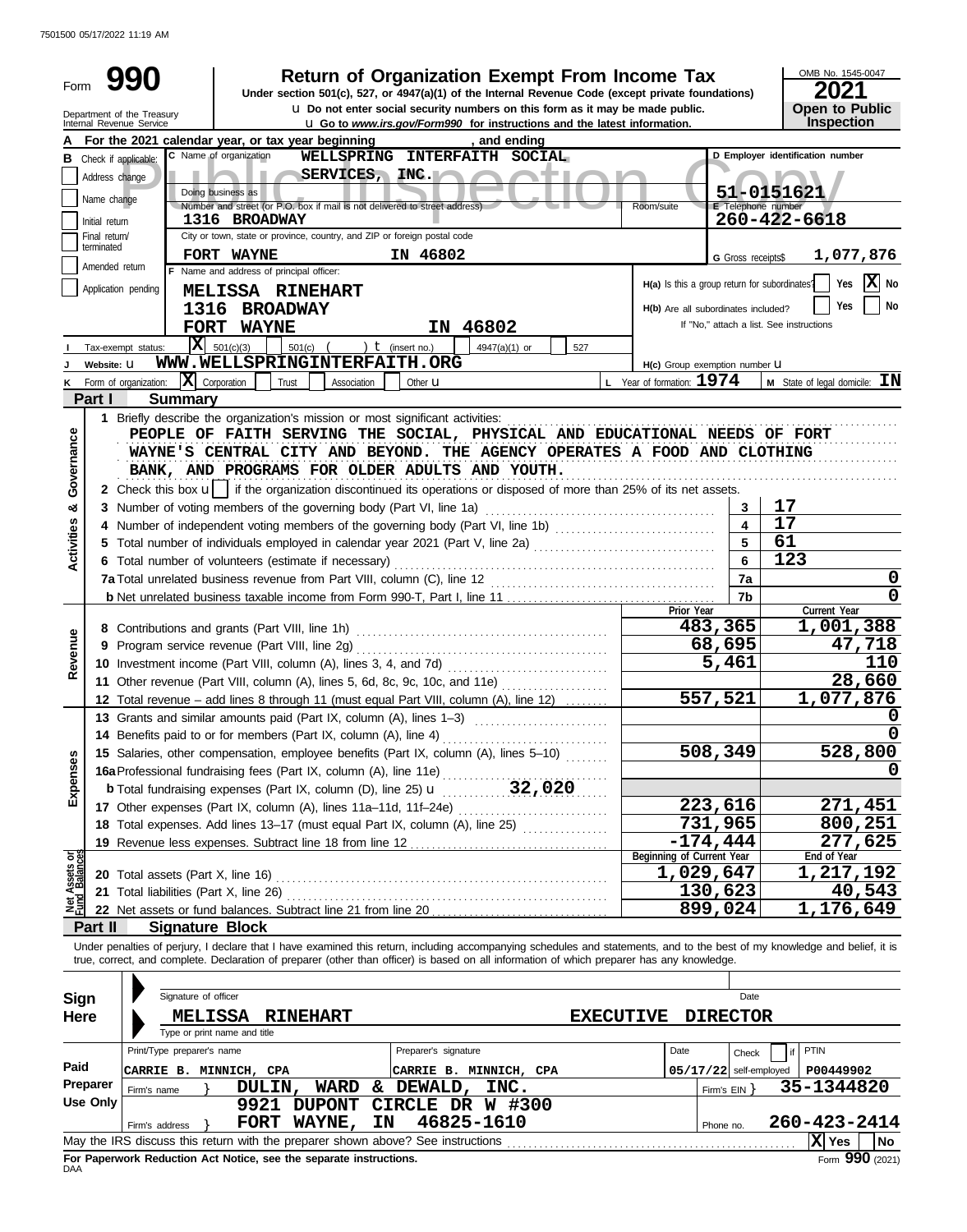7501500 05/17/2022 11:19 AM

Form **990**

# Return of Organization Exempt From Income Tax

Under section 501(c), 527, or 4947(a)(1) of the Internal Revenue Code (except private foundations)

u Do not enter social security numbers on this form as it may be made public.

u Go to *www.irs.gov/Form990* for instructions and the latest information.

Department of the Treasury
Internal Revenue Service

OMB No. 1545-0047

**2021**

**Open to Public Inspection**

**A** For the 2021 calendar year, or tax year beginning , and ending

**B** Check if applicable: Address change / Name change / Initial return / Final return/terminated / Amended return / Application pending

**C** Name of organization: WELLSPRING INTERFAITH SOCIAL SERVICES, INC.

Doing business as

Number and street (or P.O. box if mail is not delivered to street address): 1316 BROADWAY — Room/suite

City or town, state or province, country, and ZIP or foreign postal code: FORT WAYNE IN 46802

**D** Employer identification number: 51-0151621

**E** Telephone number: 260-422-6618

**G** Gross receipts$ 1,077,876

**F** Name and address of principal officer: MELISSA RINEHART, 1316 BROADWAY, FORT WAYNE IN 46802

H(a) Is this a group return for subordinates? Yes [ ] No [X]

H(b) Are all subordinates included? Yes [ ] No [ ]
If "No," attach a list. See instructions

**I** Tax-exempt status: [X] 501(c)(3) [ ] 501(c) ( ) t (insert no.) [ ] 4947(a)(1) or [ ] 527

**J** Website: u WWW.WELLSPRINGINTERFAITH.ORG

H(c) Group exemption number u

**K** Form of organization: [X] Corporation [ ] Trust [ ] Association [ ] Other u

**L** Year of formation: 1974 **M** State of legal domicile: IN

## Part I Summary

**Activities & Governance**

1 Briefly describe the organization's mission or most significant activities:
PEOPLE OF FAITH SERVING THE SOCIAL, PHYSICAL AND EDUCATIONAL NEEDS OF FORT WAYNE'S CENTRAL CITY AND BEYOND. THE AGENCY OPERATES A FOOD AND CLOTHING BANK, AND PROGRAMS FOR OLDER ADULTS AND YOUTH.

2 Check this box u [ ] if the organization discontinued its operations or disposed of more than 25% of its net assets.

| Line | Description | No. | Value |
|---|---|---|---|
| 3 | Number of voting members of the governing body (Part VI, line 1a) | 3 | 17 |
| 4 | Number of independent voting members of the governing body (Part VI, line 1b) | 4 | 17 |
| 5 | Total number of individuals employed in calendar year 2021 (Part V, line 2a) | 5 | 61 |
| 6 | Total number of volunteers (estimate if necessary) | 6 | 123 |
| 7a | Total unrelated business revenue from Part VIII, column (C), line 12 | 7a | 0 |
| b | Net unrelated business taxable income from Form 990-T, Part I, line 11 | 7b | 0 |

| | Line | Description | Prior Year | Current Year |
|---|---|---|---|---|
| Revenue | 8 | Contributions and grants (Part VIII, line 1h) | 483,365 | 1,001,388 |
| | 9 | Program service revenue (Part VIII, line 2g) | 68,695 | 47,718 |
| | 10 | Investment income (Part VIII, column (A), lines 3, 4, and 7d) | 5,461 | 110 |
| | 11 | Other revenue (Part VIII, column (A), lines 5, 6d, 8c, 9c, 10c, and 11e) | | 28,660 |
| | 12 | Total revenue – add lines 8 through 11 (must equal Part VIII, column (A), line 12) | 557,521 | 1,077,876 |
| Expenses | 13 | Grants and similar amounts paid (Part IX, column (A), lines 1–3) | | 0 |
| | 14 | Benefits paid to or for members (Part IX, column (A), line 4) | | 0 |
| | 15 | Salaries, other compensation, employee benefits (Part IX, column (A), lines 5–10) | 508,349 | 528,800 |
| | 16a | Professional fundraising fees (Part IX, column (A), line 11e) | | 0 |
| | b | Total fundraising expenses (Part IX, column (D), line 25) u 32,020 | | |
| | 17 | Other expenses (Part IX, column (A), lines 11a–11d, 11f–24e) | 223,616 | 271,451 |
| | 18 | Total expenses. Add lines 13–17 (must equal Part IX, column (A), line 25) | 731,965 | 800,251 |
| | 19 | Revenue less expenses. Subtract line 18 from line 12 | -174,444 | 277,625 |
| | | | **Beginning of Current Year** | **End of Year** |
| Net Assets or Fund Balances | 20 | Total assets (Part X, line 16) | 1,029,647 | 1,217,192 |
| | 21 | Total liabilities (Part X, line 26) | 130,623 | 40,543 |
| | 22 | Net assets or fund balances. Subtract line 21 from line 20 | 899,024 | 1,176,649 |

## Part II Signature Block

Under penalties of perjury, I declare that I have examined this return, including accompanying schedules and statements, and to the best of my knowledge and belief, it is true, correct, and complete. Declaration of preparer (other than officer) is based on all information of which preparer has any knowledge.

**Sign Here**

Signature of officer — Date

MELISSA RINEHART — EXECUTIVE DIRECTOR
Type or print name and title

**Paid Preparer Use Only**

| Print/Type preparer's name | Preparer's signature | Date | Check if self-employed | PTIN |
|---|---|---|---|---|
| CARRIE B. MINNICH, CPA | CARRIE B. MINNICH, CPA | 05/17/22 | | P00449902 |

Firm's name } DULIN, WARD & DEWALD, INC. — Firm's EIN } 35-1344820

Firm's address } 9921 DUPONT CIRCLE DR W #300, FORT WAYNE, IN 46825-1610 — Phone no. 260-423-2414

May the IRS discuss this return with the preparer shown above? See instructions [X] Yes [ ] No

**For Paperwork Reduction Act Notice, see the separate instructions.**

DAA

Form **990** (2021)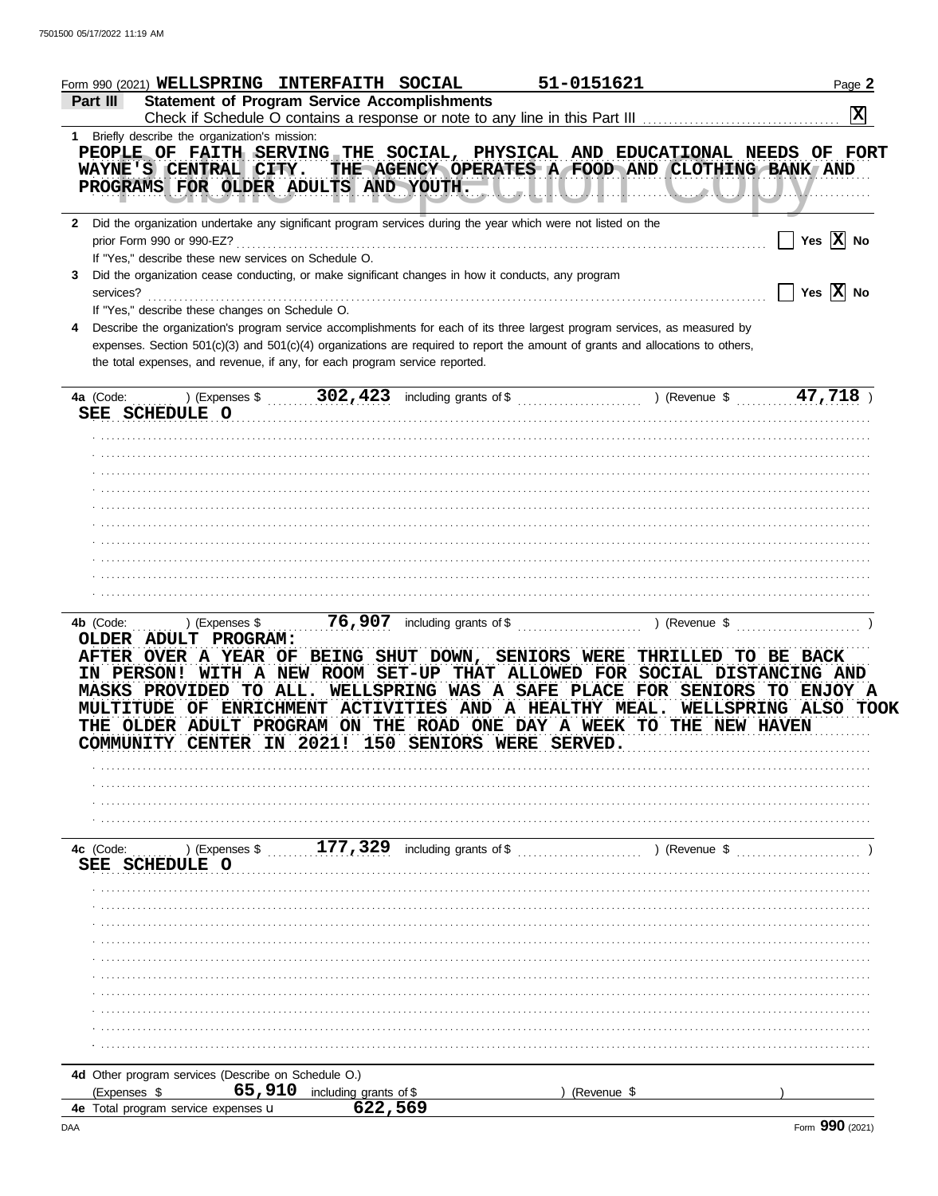Form 990 (2021) WELLSPRING INTERFAITH SOCIAL 51-0151621

## Part III Statement of Program Service Accomplishments

Check if Schedule O contains a response or note to any line in this Part III [X]

**1** Briefly describe the organization's mission:

PEOPLE OF FAITH SERVING THE SOCIAL, PHYSICAL AND EDUCATIONAL NEEDS OF FORT WAYNE'S CENTRAL CITY. THE AGENCY OPERATES A FOOD AND CLOTHING BANK AND PROGRAMS FOR OLDER ADULTS AND YOUTH.

**2** Did the organization undertake any significant program services during the year which were not listed on the prior Form 990 or 990-EZ? [ ] Yes [X] No

If "Yes," describe these new services on Schedule O.

**3** Did the organization cease conducting, or make significant changes in how it conducts, any program services? [ ] Yes [X] No

If "Yes," describe these changes on Schedule O.

**4** Describe the organization's program service accomplishments for each of its three largest program services, as measured by expenses. Section 501(c)(3) and 501(c)(4) organizations are required to report the amount of grants and allocations to others, the total expenses, and revenue, if any, for each program service reported.

**4a** (Code: ) (Expenses $ 302,423 including grants of $ ) (Revenue $ 47,718 )

SEE SCHEDULE O

**4b** (Code: ) (Expenses $ 76,907 including grants of $ ) (Revenue $ )

OLDER ADULT PROGRAM:
AFTER OVER A YEAR OF BEING SHUT DOWN, SENIORS WERE THRILLED TO BE BACK IN PERSON! WITH A NEW ROOM SET-UP THAT ALLOWED FOR SOCIAL DISTANCING AND MASKS PROVIDED TO ALL. WELLSPRING WAS A SAFE PLACE FOR SENIORS TO ENJOY A MULTITUDE OF ENRICHMENT ACTIVITIES AND A HEALTHY MEAL. WELLSPRING ALSO TOOK THE OLDER ADULT PROGRAM ON THE ROAD ONE DAY A WEEK TO THE NEW HAVEN COMMUNITY CENTER IN 2021! 150 SENIORS WERE SERVED.

**4c** (Code: ) (Expenses $ 177,329 including grants of $ ) (Revenue $ )

SEE SCHEDULE O

**4d** Other program services (Describe on Schedule O.)

(Expenses $ 65,910 including grants of $ ) (Revenue $ )

**4e** Total program service expenses 622,569

Form 990 (2021)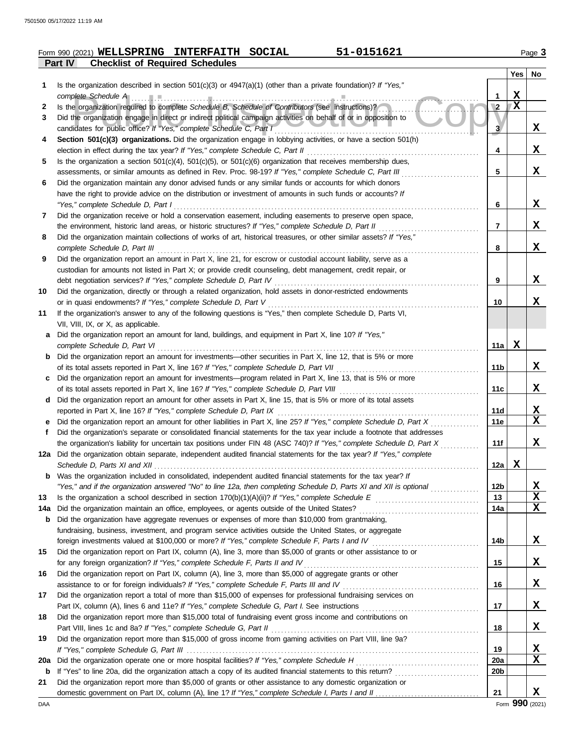Form 990 (2021) **WELLSPRING INTERFAITH SOCIAL 51-0151621** Page **3**

## Part IV Checklist of Required Schedules

| | | | Yes | No |
|---|---|---|---|---|
| **1** | Is the organization described in section 501(c)(3) or 4947(a)(1) (other than a private foundation)? *If "Yes," complete Schedule A* | 1 | X | |
| **2** | Is the organization required to complete *Schedule B, Schedule of Contributors* (see instructions)? | 2 | X | |
| **3** | Did the organization engage in direct or indirect political campaign activities on behalf of or in opposition to candidates for public office? *If "Yes," complete Schedule C, Part I* | 3 | | X |
| **4** | **Section 501(c)(3) organizations.** Did the organization engage in lobbying activities, or have a section 501(h) election in effect during the tax year? *If "Yes," complete Schedule C, Part II* | 4 | | X |
| **5** | Is the organization a section 501(c)(4), 501(c)(5), or 501(c)(6) organization that receives membership dues, assessments, or similar amounts as defined in Rev. Proc. 98-19? *If "Yes," complete Schedule C, Part III* | 5 | | X |
| **6** | Did the organization maintain any donor advised funds or any similar funds or accounts for which donors have the right to provide advice on the distribution or investment of amounts in such funds or accounts? *If "Yes," complete Schedule D, Part I* | 6 | | X |
| **7** | Did the organization receive or hold a conservation easement, including easements to preserve open space, the environment, historic land areas, or historic structures? *If "Yes," complete Schedule D, Part II* | 7 | | X |
| **8** | Did the organization maintain collections of works of art, historical treasures, or other similar assets? *If "Yes," complete Schedule D, Part III* | 8 | | X |
| **9** | Did the organization report an amount in Part X, line 21, for escrow or custodial account liability, serve as a custodian for amounts not listed in Part X; or provide credit counseling, debt management, credit repair, or debt negotiation services? *If "Yes," complete Schedule D, Part IV* | 9 | | X |
| **10** | Did the organization, directly or through a related organization, hold assets in donor-restricted endowments or in quasi endowments? *If "Yes," complete Schedule D, Part V* | 10 | | X |
| **11** | If the organization's answer to any of the following questions is "Yes," then complete Schedule D, Parts VI, VII, VIII, IX, or X, as applicable. | | | |
| **a** | Did the organization report an amount for land, buildings, and equipment in Part X, line 10? *If "Yes," complete Schedule D, Part VI* | 11a | X | |
| **b** | Did the organization report an amount for investments—other securities in Part X, line 12, that is 5% or more of its total assets reported in Part X, line 16? *If "Yes," complete Schedule D, Part VII* | 11b | | X |
| **c** | Did the organization report an amount for investments—program related in Part X, line 13, that is 5% or more of its total assets reported in Part X, line 16? *If "Yes," complete Schedule D, Part VIII* | 11c | | X |
| **d** | Did the organization report an amount for other assets in Part X, line 15, that is 5% or more of its total assets reported in Part X, line 16? *If "Yes," complete Schedule D, Part IX* | 11d | | X |
| **e** | Did the organization report an amount for other liabilities in Part X, line 25? *If "Yes," complete Schedule D, Part X* | 11e | | X |
| **f** | Did the organization's separate or consolidated financial statements for the tax year include a footnote that addresses the organization's liability for uncertain tax positions under FIN 48 (ASC 740)? *If "Yes," complete Schedule D, Part X* | 11f | | X |
| **12a** | Did the organization obtain separate, independent audited financial statements for the tax year? *If "Yes," complete Schedule D, Parts XI and XII* | 12a | X | |
| **b** | Was the organization included in consolidated, independent audited financial statements for the tax year? *If "Yes," and if the organization answered "No" to line 12a, then completing Schedule D, Parts XI and XII is optional* | 12b | | X |
| **13** | Is the organization a school described in section 170(b)(1)(A)(ii)? *If "Yes," complete Schedule E* | 13 | | X |
| **14a** | Did the organization maintain an office, employees, or agents outside of the United States? | 14a | | X |
| **b** | Did the organization have aggregate revenues or expenses of more than $10,000 from grantmaking, fundraising, business, investment, and program service activities outside the United States, or aggregate foreign investments valued at $100,000 or more? *If "Yes," complete Schedule F, Parts I and IV* | 14b | | X |
| **15** | Did the organization report on Part IX, column (A), line 3, more than $5,000 of grants or other assistance to or for any foreign organization? *If "Yes," complete Schedule F, Parts II and IV* | 15 | | X |
| **16** | Did the organization report on Part IX, column (A), line 3, more than $5,000 of aggregate grants or other assistance to or for foreign individuals? *If "Yes," complete Schedule F, Parts III and IV* | 16 | | X |
| **17** | Did the organization report a total of more than $15,000 of expenses for professional fundraising services on Part IX, column (A), lines 6 and 11e? *If "Yes," complete Schedule G, Part I.* See instructions | 17 | | X |
| **18** | Did the organization report more than $15,000 total of fundraising event gross income and contributions on Part VIII, lines 1c and 8a? *If "Yes," complete Schedule G, Part II* | 18 | | X |
| **19** | Did the organization report more than $15,000 of gross income from gaming activities on Part VIII, line 9a? *If "Yes," complete Schedule G, Part III* | 19 | | X |
| **20a** | Did the organization operate one or more hospital facilities? *If "Yes," complete Schedule H* | 20a | | X |
| **b** | If "Yes" to line 20a, did the organization attach a copy of its audited financial statements to this return? | 20b | | |
| **21** | Did the organization report more than $5,000 of grants or other assistance to any domestic organization or domestic government on Part IX, column (A), line 1? *If "Yes," complete Schedule I, Parts I and II* | 21 | | X |

Form **990** (2021)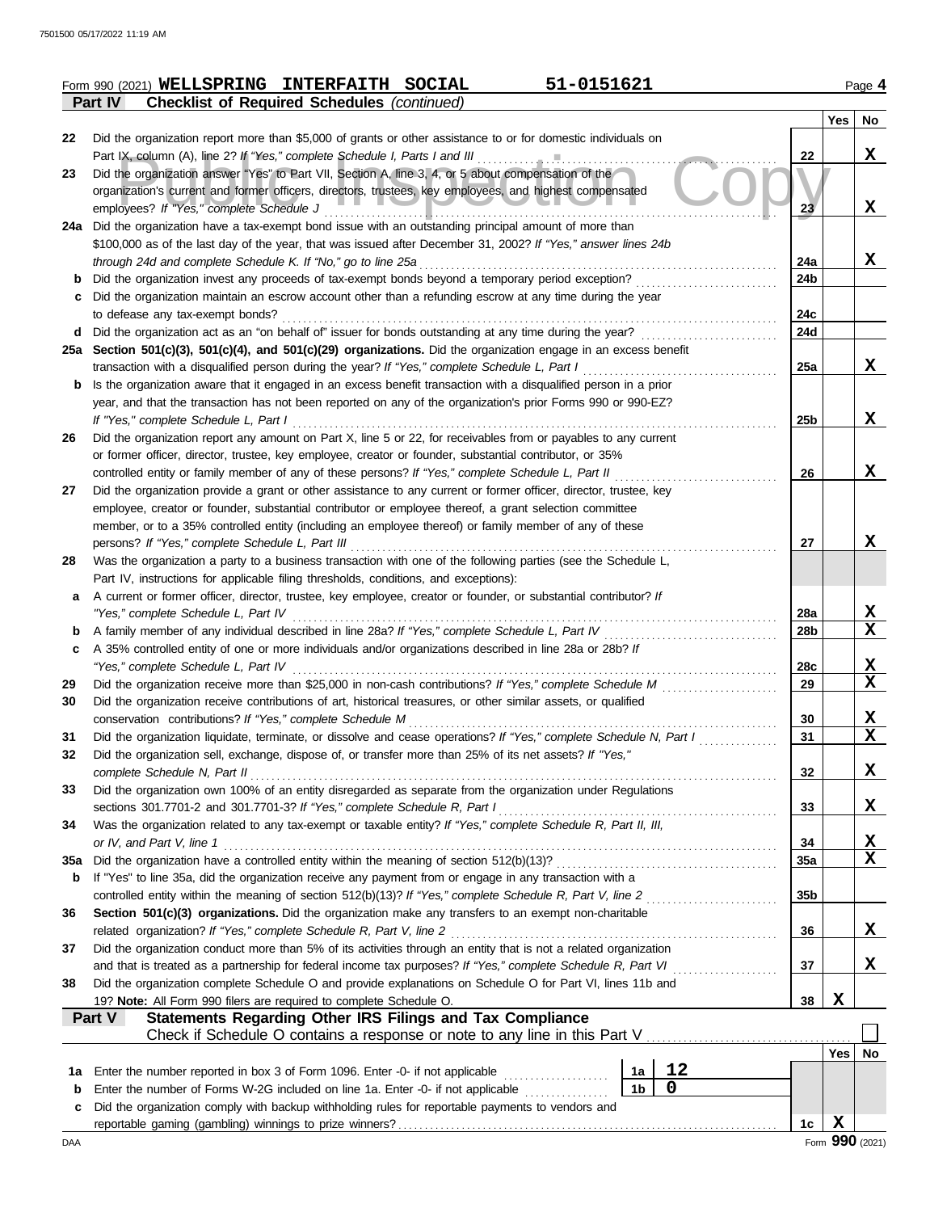Form 990 (2021) **WELLSPRING INTERFAITH SOCIAL** 51-0151621 Page 4

**Part IV Checklist of Required Schedules** *(continued)*

| | | | Yes | No |
|---|---|---|---|---|
| 22 | Did the organization report more than $5,000 of grants or other assistance to or for domestic individuals on Part IX, column (A), line 2? *If "Yes," complete Schedule I, Parts I and III* | 22 | | X |
| 23 | Did the organization answer "Yes" to Part VII, Section A, line 3, 4, or 5 about compensation of the organization's current and former officers, directors, trustees, key employees, and highest compensated employees? *If "Yes," complete Schedule J* | 23 | | X |
| 24a | Did the organization have a tax-exempt bond issue with an outstanding principal amount of more than $100,000 as of the last day of the year, that was issued after December 31, 2002? *If "Yes," answer lines 24b through 24d and complete Schedule K. If "No," go to line 25a* | 24a | | X |
| b | Did the organization invest any proceeds of tax-exempt bonds beyond a temporary period exception? | 24b | | |
| c | Did the organization maintain an escrow account other than a refunding escrow at any time during the year to defease any tax-exempt bonds? | 24c | | |
| d | Did the organization act as an "on behalf of" issuer for bonds outstanding at any time during the year? | 24d | | |
| 25a | **Section 501(c)(3), 501(c)(4), and 501(c)(29) organizations.** Did the organization engage in an excess benefit transaction with a disqualified person during the year? *If "Yes," complete Schedule L, Part I* | 25a | | X |
| b | Is the organization aware that it engaged in an excess benefit transaction with a disqualified person in a prior year, and that the transaction has not been reported on any of the organization's prior Forms 990 or 990-EZ? *If "Yes," complete Schedule L, Part I* | 25b | | X |
| 26 | Did the organization report any amount on Part X, line 5 or 22, for receivables from or payables to any current or former officer, director, trustee, key employee, creator or founder, substantial contributor, or 35% controlled entity or family member of any of these persons? *If "Yes," complete Schedule L, Part II* | 26 | | X |
| 27 | Did the organization provide a grant or other assistance to any current or former officer, director, trustee, key employee, creator or founder, substantial contributor or employee thereof, a grant selection committee member, or to a 35% controlled entity (including an employee thereof) or family member of any of these persons? *If "Yes," complete Schedule L, Part III* | 27 | | X |
| 28 | Was the organization a party to a business transaction with one of the following parties (see the Schedule L, Part IV, instructions for applicable filing thresholds, conditions, and exceptions): | | | |
| a | A current or former officer, director, trustee, key employee, creator or founder, or substantial contributor? *If "Yes," complete Schedule L, Part IV* | 28a | | X |
| b | A family member of any individual described in line 28a? *If "Yes," complete Schedule L, Part IV* | 28b | | X |
| c | A 35% controlled entity of one or more individuals and/or organizations described in line 28a or 28b? *If "Yes," complete Schedule L, Part IV* | 28c | | X |
| 29 | Did the organization receive more than $25,000 in non-cash contributions? *If "Yes," complete Schedule M* | 29 | | X |
| 30 | Did the organization receive contributions of art, historical treasures, or other similar assets, or qualified conservation contributions? *If "Yes," complete Schedule M* | 30 | | X |
| 31 | Did the organization liquidate, terminate, or dissolve and cease operations? *If "Yes," complete Schedule N, Part I* | 31 | | X |
| 32 | Did the organization sell, exchange, dispose of, or transfer more than 25% of its net assets? *If "Yes," complete Schedule N, Part II* | 32 | | X |
| 33 | Did the organization own 100% of an entity disregarded as separate from the organization under Regulations sections 301.7701-2 and 301.7701-3? *If "Yes," complete Schedule R, Part I* | 33 | | X |
| 34 | Was the organization related to any tax-exempt or taxable entity? *If "Yes," complete Schedule R, Part II, III, or IV, and Part V, line 1* | 34 | | X |
| 35a | Did the organization have a controlled entity within the meaning of section 512(b)(13)? | 35a | | X |
| b | If "Yes" to line 35a, did the organization receive any payment from or engage in any transaction with a controlled entity within the meaning of section 512(b)(13)? *If "Yes," complete Schedule R, Part V, line 2* | 35b | | |
| 36 | **Section 501(c)(3) organizations.** Did the organization make any transfers to an exempt non-charitable related organization? *If "Yes," complete Schedule R, Part V, line 2* | 36 | | X |
| 37 | Did the organization conduct more than 5% of its activities through an entity that is not a related organization and that is treated as a partnership for federal income tax purposes? *If "Yes," complete Schedule R, Part VI* | 37 | | X |
| 38 | Did the organization complete Schedule O and provide explanations on Schedule O for Part VI, lines 11b and 19? **Note:** All Form 990 filers are required to complete Schedule O. | 38 | X | |

**Part V Statements Regarding Other IRS Filings and Tax Compliance**

Check if Schedule O contains a response or note to any line in this Part V ☐

| | | | | | Yes | No |
|---|---|---|---|---|---|---|
| 1a | Enter the number reported in box 3 of Form 1096. Enter -0- if not applicable | 1a | 12 | | | |
| b | Enter the number of Forms W-2G included on line 1a. Enter -0- if not applicable | 1b | 0 | | | |
| c | Did the organization comply with backup withholding rules for reportable payments to vendors and reportable gaming (gambling) winnings to prize winners? | | | 1c | X | |

Form **990** (2021)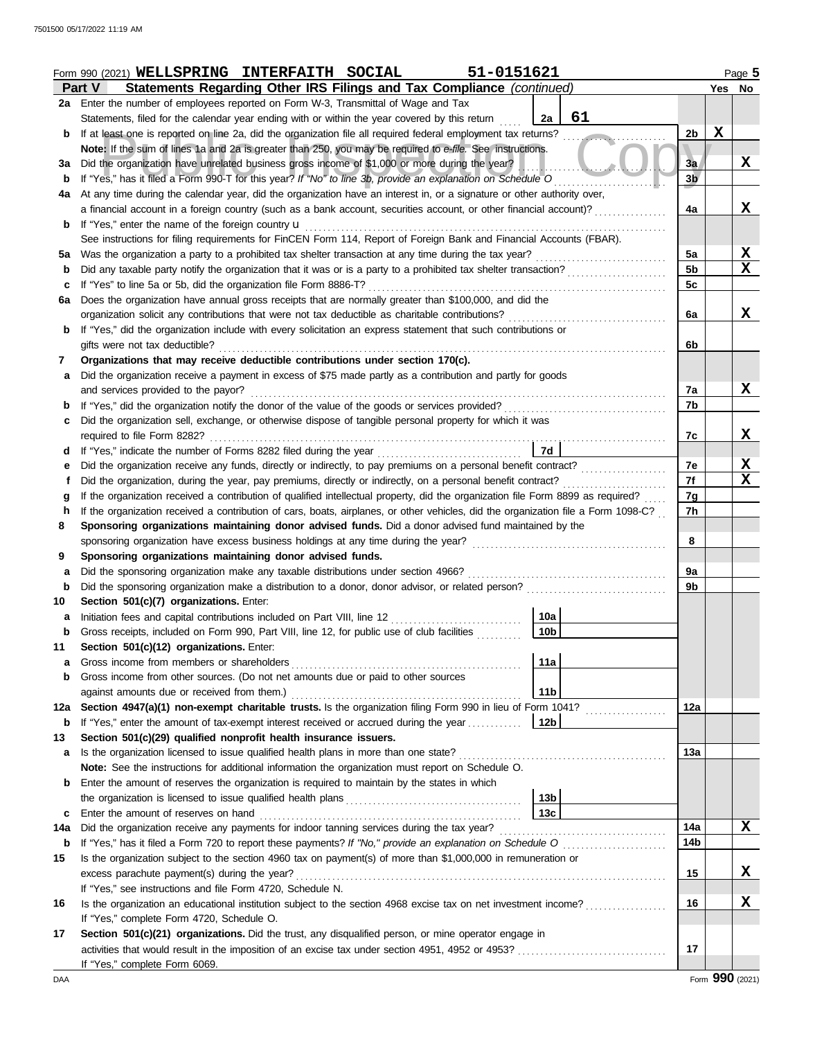Form 990 (2021) **WELLSPRING INTERFAITH SOCIAL** 51-0151621

## Part V Statements Regarding Other IRS Filings and Tax Compliance *(continued)*

| | | | | | Yes | No |
|---|---|---|---|---|---|---|
| **2a** | Enter the number of employees reported on Form W-3, Transmittal of Wage and Tax Statements, filed for the calendar year ending with or within the year covered by this return | 2a | 61 | | | |
| **b** | If at least one is reported on line 2a, did the organization file all required federal employment tax returns? | | | 2b | X | |
| | **Note:** If the sum of lines 1a and 2a is greater than 250, you may be required to *e-file*. See instructions. | | | | | |
| **3a** | Did the organization have unrelated business gross income of $1,000 or more during the year? | | | 3a | | X |
| **b** | If "Yes," has it filed a Form 990-T for this year? *If "No" to line 3b, provide an explanation on Schedule O* | | | 3b | | |
| **4a** | At any time during the calendar year, did the organization have an interest in, or a signature or other authority over, a financial account in a foreign country (such as a bank account, securities account, or other financial account)? | | | 4a | | X |
| **b** | If "Yes," enter the name of the foreign country u | | | | | |
| | See instructions for filing requirements for FinCEN Form 114, Report of Foreign Bank and Financial Accounts (FBAR). | | | | | |
| **5a** | Was the organization a party to a prohibited tax shelter transaction at any time during the tax year? | | | 5a | | X |
| **b** | Did any taxable party notify the organization that it was or is a party to a prohibited tax shelter transaction? | | | 5b | | X |
| **c** | If "Yes" to line 5a or 5b, did the organization file Form 8886-T? | | | 5c | | |
| **6a** | Does the organization have annual gross receipts that are normally greater than $100,000, and did the organization solicit any contributions that were not tax deductible as charitable contributions? | | | 6a | | X |
| **b** | If "Yes," did the organization include with every solicitation an express statement that such contributions or gifts were not tax deductible? | | | 6b | | |
| **7** | **Organizations that may receive deductible contributions under section 170(c).** | | | | | |
| **a** | Did the organization receive a payment in excess of $75 made partly as a contribution and partly for goods and services provided to the payor? | | | 7a | | X |
| **b** | If "Yes," did the organization notify the donor of the value of the goods or services provided? | | | 7b | | |
| **c** | Did the organization sell, exchange, or otherwise dispose of tangible personal property for which it was required to file Form 8282? | | | 7c | | X |
| **d** | If "Yes," indicate the number of Forms 8282 filed during the year | 7d | | | | |
| **e** | Did the organization receive any funds, directly or indirectly, to pay premiums on a personal benefit contract? | | | 7e | | X |
| **f** | Did the organization, during the year, pay premiums, directly or indirectly, on a personal benefit contract? | | | 7f | | X |
| **g** | If the organization received a contribution of qualified intellectual property, did the organization file Form 8899 as required? | | | 7g | | |
| **h** | If the organization received a contribution of cars, boats, airplanes, or other vehicles, did the organization file a Form 1098-C? | | | 7h | | |
| **8** | **Sponsoring organizations maintaining donor advised funds.** Did a donor advised fund maintained by the sponsoring organization have excess business holdings at any time during the year? | | | 8 | | |
| **9** | **Sponsoring organizations maintaining donor advised funds.** | | | | | |
| **a** | Did the sponsoring organization make any taxable distributions under section 4966? | | | 9a | | |
| **b** | Did the sponsoring organization make a distribution to a donor, donor advisor, or related person? | | | 9b | | |
| **10** | **Section 501(c)(7) organizations.** Enter: | | | | | |
| **a** | Initiation fees and capital contributions included on Part VIII, line 12 | 10a | | | | |
| **b** | Gross receipts, included on Form 990, Part VIII, line 12, for public use of club facilities | 10b | | | | |
| **11** | **Section 501(c)(12) organizations.** Enter: | | | | | |
| **a** | Gross income from members or shareholders | 11a | | | | |
| **b** | Gross income from other sources. (Do not net amounts due or paid to other sources against amounts due or received from them.) | 11b | | | | |
| **12a** | **Section 4947(a)(1) non-exempt charitable trusts.** Is the organization filing Form 990 in lieu of Form 1041? | | | 12a | | |
| **b** | If "Yes," enter the amount of tax-exempt interest received or accrued during the year | 12b | | | | |
| **13** | **Section 501(c)(29) qualified nonprofit health insurance issuers.** | | | | | |
| **a** | Is the organization licensed to issue qualified health plans in more than one state? | | | 13a | | |
| | **Note:** See the instructions for additional information the organization must report on Schedule O. | | | | | |
| **b** | Enter the amount of reserves the organization is required to maintain by the states in which the organization is licensed to issue qualified health plans | 13b | | | | |
| **c** | Enter the amount of reserves on hand | 13c | | | | |
| **14a** | Did the organization receive any payments for indoor tanning services during the tax year? | | | 14a | | X |
| **b** | If "Yes," has it filed a Form 720 to report these payments? *If "No," provide an explanation on Schedule O* | | | 14b | | |
| **15** | Is the organization subject to the section 4960 tax on payment(s) of more than $1,000,000 in remuneration or excess parachute payment(s) during the year? | | | 15 | | X |
| | If "Yes," see instructions and file Form 4720, Schedule N. | | | | | |
| **16** | Is the organization an educational institution subject to the section 4968 excise tax on net investment income? | | | 16 | | X |
| | If "Yes," complete Form 4720, Schedule O. | | | | | |
| **17** | **Section 501(c)(21) organizations.** Did the trust, any disqualified person, or mine operator engage in activities that would result in the imposition of an excise tax under section 4951, 4952 or 4953? | | | 17 | | |
| | If "Yes," complete Form 6069. | | | | | |

Form **990** (2021)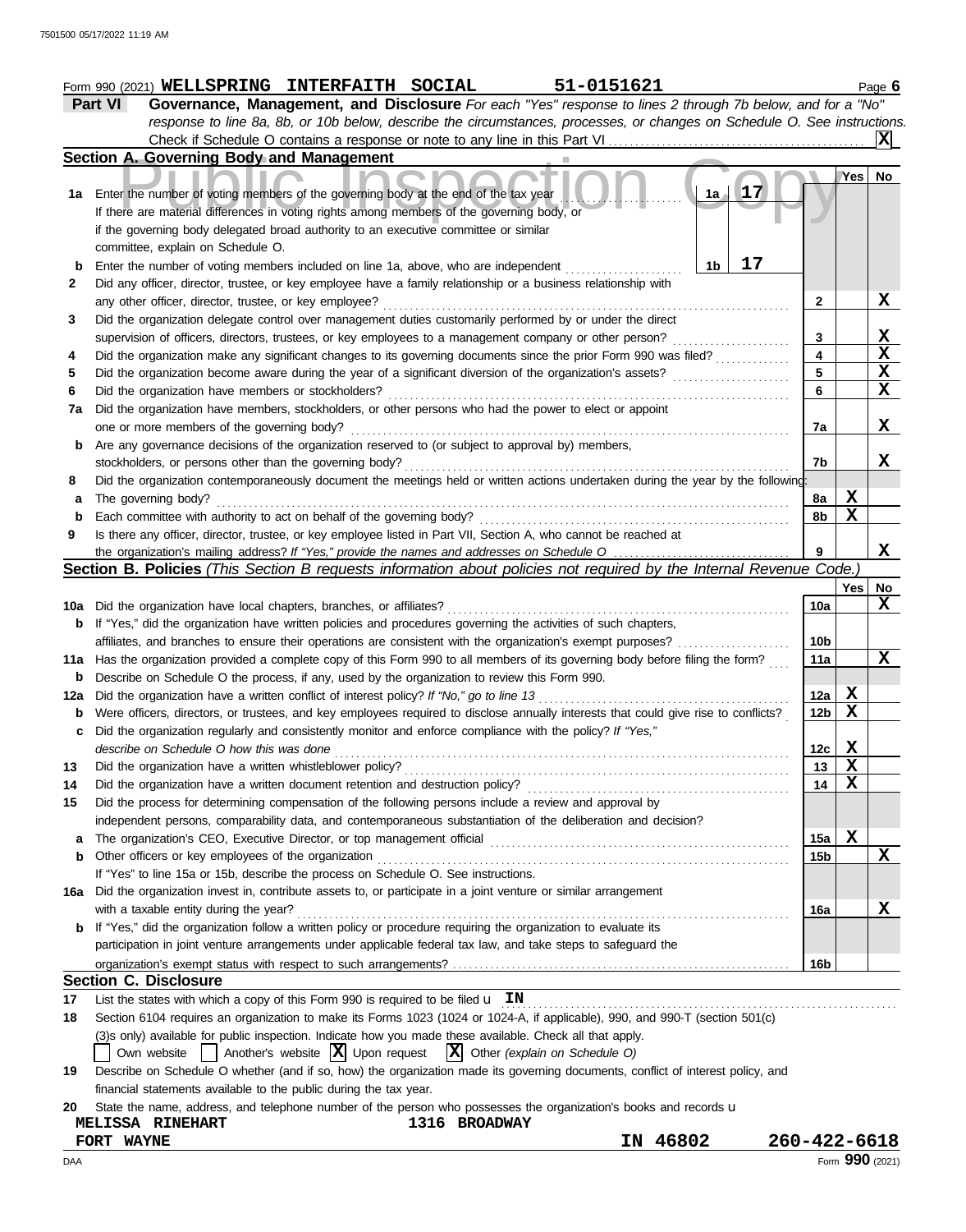Form 990 (2021) **WELLSPRING INTERFAITH SOCIAL** **51-0151621** Page **6**

## Part VI Governance, Management, and Disclosure

*For each "Yes" response to lines 2 through 7b below, and for a "No" response to line 8a, 8b, or 10b below, describe the circumstances, processes, or changes on Schedule O. See instructions.*

Check if Schedule O contains a response or note to any line in this Part VI . . . . . [X]

### Section A. Governing Body and Management

| | | | Yes | No |
|---|---|---|---|---|
| **1a** | Enter the number of voting members of the governing body at the end of the tax year . . . **1a** 17<br>If there are material differences in voting rights among members of the governing body, or if the governing body delegated broad authority to an executive committee or similar committee, explain on Schedule O. | | | |
| **b** | Enter the number of voting members included on line 1a, above, who are independent . . . **1b** 17 | | | |
| **2** | Did any officer, director, trustee, or key employee have a family relationship or a business relationship with any other officer, director, trustee, or key employee? | 2 | | X |
| **3** | Did the organization delegate control over management duties customarily performed by or under the direct supervision of officers, directors, trustees, or key employees to a management company or other person? | 3 | | X |
| **4** | Did the organization make any significant changes to its governing documents since the prior Form 990 was filed? | 4 | | X |
| **5** | Did the organization become aware during the year of a significant diversion of the organization's assets? | 5 | | X |
| **6** | Did the organization have members or stockholders? | 6 | | X |
| **7a** | Did the organization have members, stockholders, or other persons who had the power to elect or appoint one or more members of the governing body? | 7a | | X |
| **b** | Are any governance decisions of the organization reserved to (or subject to approval by) members, stockholders, or persons other than the governing body? | 7b | | X |
| **8** | Did the organization contemporaneously document the meetings held or written actions undertaken during the year by the following: | | | |
| **a** | The governing body? | 8a | X | |
| **b** | Each committee with authority to act on behalf of the governing body? | 8b | X | |
| **9** | Is there any officer, director, trustee, or key employee listed in Part VII, Section A, who cannot be reached at the organization's mailing address? *If "Yes," provide the names and addresses on Schedule O* | 9 | | X |

### Section B. Policies *(This Section B requests information about policies not required by the Internal Revenue Code.)*

| | | | Yes | No |
|---|---|---|---|---|
| **10a** | Did the organization have local chapters, branches, or affiliates? | 10a | | X |
| **b** | If "Yes," did the organization have written policies and procedures governing the activities of such chapters, affiliates, and branches to ensure their operations are consistent with the organization's exempt purposes? | 10b | | |
| **11a** | Has the organization provided a complete copy of this Form 990 to all members of its governing body before filing the form? | 11a | | X |
| **b** | Describe on Schedule O the process, if any, used by the organization to review this Form 990. | | | |
| **12a** | Did the organization have a written conflict of interest policy? *If "No," go to line 13* | 12a | X | |
| **b** | Were officers, directors, or trustees, and key employees required to disclose annually interests that could give rise to conflicts? | 12b | X | |
| **c** | Did the organization regularly and consistently monitor and enforce compliance with the policy? *If "Yes," describe on Schedule O how this was done* | 12c | X | |
| **13** | Did the organization have a written whistleblower policy? | 13 | X | |
| **14** | Did the organization have a written document retention and destruction policy? | 14 | X | |
| **15** | Did the process for determining compensation of the following persons include a review and approval by independent persons, comparability data, and contemporaneous substantiation of the deliberation and decision? | | | |
| **a** | The organization's CEO, Executive Director, or top management official | 15a | X | |
| **b** | Other officers or key employees of the organization<br>If "Yes" to line 15a or 15b, describe the process on Schedule O. See instructions. | 15b | | X |
| **16a** | Did the organization invest in, contribute assets to, or participate in a joint venture or similar arrangement with a taxable entity during the year? | 16a | | X |
| **b** | If "Yes," did the organization follow a written policy or procedure requiring the organization to evaluate its participation in joint venture arrangements under applicable federal tax law, and take steps to safeguard the organization's exempt status with respect to such arrangements? | 16b | | |

### Section C. Disclosure

**17** List the states with which a copy of this Form 990 is required to be filed u **IN**

**18** Section 6104 requires an organization to make its Forms 1023 (1024 or 1024-A, if applicable), 990, and 990-T (section 501(c)(3)s only) available for public inspection. Indicate how you made these available. Check all that apply.

[ ] Own website [ ] Another's website [X] Upon request [X] Other *(explain on Schedule O)*

**19** Describe on Schedule O whether (and if so, how) the organization made its governing documents, conflict of interest policy, and financial statements available to the public during the tax year.

**20** State the name, address, and telephone number of the person who possesses the organization's books and records u

**MELISSA RINEHART** **1316 BROADWAY**
**FORT WAYNE** **IN 46802** **260-422-6618**

DAA Form **990** (2021)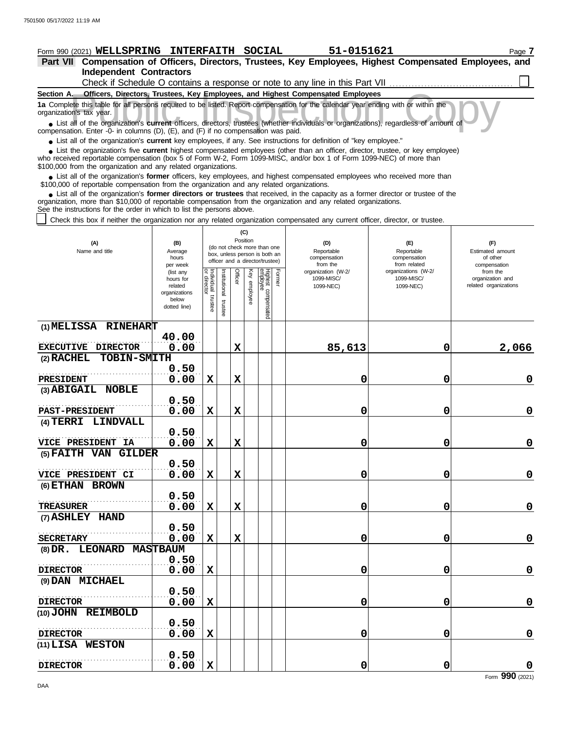Form 990 (2021) **WELLSPRING INTERFAITH SOCIAL** **51-0151621** Page **7**

## Part VII Compensation of Officers, Directors, Trustees, Key Employees, Highest Compensated Employees, and Independent Contractors

Check if Schedule O contains a response or note to any line in this Part VII ☐

### Section A. Officers, Directors, Trustees, Key Employees, and Highest Compensated Employees

**1a** Complete this table for all persons required to be listed. Report compensation for the calendar year ending with or within the organization's tax year.

- List all of the organization's **current** officers, directors, trustees (whether individuals or organizations), regardless of amount of compensation. Enter -0- in columns (D), (E), and (F) if no compensation was paid.
- List all of the organization's **current** key employees, if any. See instructions for definition of "key employee."
- List the organization's five **current** highest compensated employees (other than an officer, director, trustee, or key employee) who received reportable compensation (box 5 of Form W-2, Form 1099-MISC, and/or box 1 of Form 1099-NEC) of more than $100,000 from the organization and any related organizations.
- List all of the organization's **former** officers, key employees, and highest compensated employees who received more than $100,000 of reportable compensation from the organization and any related organizations.
- List all of the organization's **former directors or trustees** that received, in the capacity as a former director or trustee of the organization, more than $10,000 of reportable compensation from the organization and any related organizations.

See the instructions for the order in which to list the persons above.

☐ Check this box if neither the organization nor any related organization compensated any current officer, director, or trustee.

| (A) Name and title | (B) Average hours per week (list any hours for related organizations below dotted line) | (C) Position: Individual trustee or director | Institutional trustee | Officer | Key employee | Highest compensated employee | Former | (D) Reportable compensation from the organization (W-2/1099-MISC/1099-NEC) | (E) Reportable compensation from related organizations (W-2/1099-MISC/1099-NEC) | (F) Estimated amount of other compensation from the organization and related organizations |
|---|---|---|---|---|---|---|---|---|---|---|
| (1) MELISSA RINEHART<br>EXECUTIVE DIRECTOR | 40.00<br>0.00 | | | X | | | | 85,613 | 0 | 2,066 |
| (2) RACHEL TOBIN-SMITH<br>PRESIDENT | 0.50<br>0.00 | X | | X | | | | 0 | 0 | 0 |
| (3) ABIGAIL NOBLE<br>PAST-PRESIDENT | 0.50<br>0.00 | X | | X | | | | 0 | 0 | 0 |
| (4) TERRI LINDVALL<br>VICE PRESIDENT IA | 0.50<br>0.00 | X | | X | | | | 0 | 0 | 0 |
| (5) FAITH VAN GILDER<br>VICE PRESIDENT CI | 0.50<br>0.00 | X | | X | | | | 0 | 0 | 0 |
| (6) ETHAN BROWN<br>TREASURER | 0.50<br>0.00 | X | | X | | | | 0 | 0 | 0 |
| (7) ASHLEY HAND<br>SECRETARY | 0.50<br>0.00 | X | | X | | | | 0 | 0 | 0 |
| (8) DR. LEONARD MASTBAUM<br>DIRECTOR | 0.50<br>0.00 | X | | | | | | 0 | 0 | 0 |
| (9) DAN MICHAEL<br>DIRECTOR | 0.50<br>0.00 | X | | | | | | 0 | 0 | 0 |
| (10) JOHN REIMBOLD<br>DIRECTOR | 0.50<br>0.00 | X | | | | | | 0 | 0 | 0 |
| (11) LISA WESTON<br>DIRECTOR | 0.50<br>0.00 | X | | | | | | 0 | 0 | 0 |

Form **990** (2021)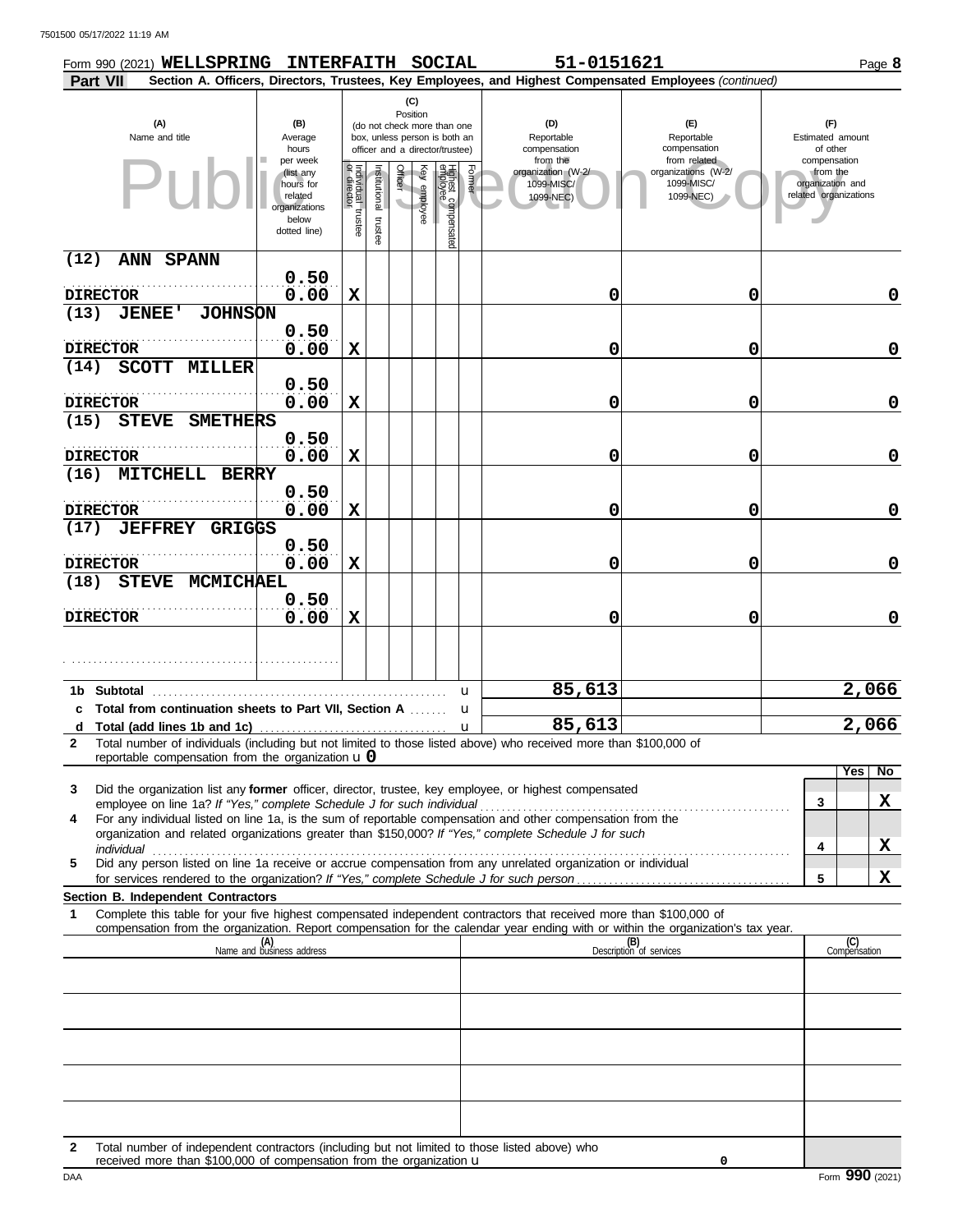Form 990 (2021) **WELLSPRING INTERFAITH SOCIAL** **51-0151621** Page **8**

**Part VII** **Section A. Officers, Directors, Trustees, Key Employees, and Highest Compensated Employees** *(continued)*

| (A) Name and title | (B) Average hours per week (list any hours for related organizations below dotted line) | (C) Position: Individual trustee or director | Institutional trustee | Officer | Key employee | Highest compensated employee | Former | (D) Reportable compensation from the organization (W-2/ 1099-MISC/ 1099-NEC) | (E) Reportable compensation from related organizations (W-2/ 1099-MISC/ 1099-NEC) | (F) Estimated amount of other compensation from the organization and related organizations |
|---|---|---|---|---|---|---|---|---|---|---|
| (12) ANN SPANN<br>DIRECTOR | 0.50<br>0.00 | X | | | | | | 0 | 0 | 0 |
| (13) JENEE' JOHNSON<br>DIRECTOR | 0.50<br>0.00 | X | | | | | | 0 | 0 | 0 |
| (14) SCOTT MILLER<br>DIRECTOR | 0.50<br>0.00 | X | | | | | | 0 | 0 | 0 |
| (15) STEVE SMETHERS<br>DIRECTOR | 0.50<br>0.00 | X | | | | | | 0 | 0 | 0 |
| (16) MITCHELL BERRY<br>DIRECTOR | 0.50<br>0.00 | X | | | | | | 0 | 0 | 0 |
| (17) JEFFREY GRIGGS<br>DIRECTOR | 0.50<br>0.00 | X | | | | | | 0 | 0 | 0 |
| (18) STEVE MCMICHAEL<br>DIRECTOR | 0.50<br>0.00 | X | | | | | | 0 | 0 | 0 |
| | | | | | | | | | | |
| **1b Subtotal** | | | | | | | | 85,613 | | 2,066 |
| **c Total from continuation sheets to Part VII, Section A** | | | | | | | | | | |
| **d Total (add lines 1b and 1c)** | | | | | | | | 85,613 | | 2,066 |

**2** Total number of individuals (including but not limited to those listed above) who received more than $100,000 of reportable compensation from the organization u **0**

| | | Yes | No |
|---|---|---|---|
| **3** Did the organization list any **former** officer, director, trustee, key employee, or highest compensated employee on line 1a? *If "Yes," complete Schedule J for such individual* | 3 | | X |
| **4** For any individual listed on line 1a, is the sum of reportable compensation and other compensation from the organization and related organizations greater than $150,000? *If "Yes," complete Schedule J for such individual* | 4 | | X |
| **5** Did any person listed on line 1a receive or accrue compensation from any unrelated organization or individual for services rendered to the organization? *If "Yes," complete Schedule J for such person* | 5 | | X |

**Section B. Independent Contractors**

**1** Complete this table for your five highest compensated independent contractors that received more than $100,000 of compensation from the organization. Report compensation for the calendar year ending with or within the organization's tax year.

| (A) Name and business address | (B) Description of services | (C) Compensation |
|---|---|---|
| | | |
| | | |
| | | |
| | | |
| | | |

**2** Total number of independent contractors (including but not limited to those listed above) who received more than $100,000 of compensation from the organization u **0**

DAA Form **990** (2021)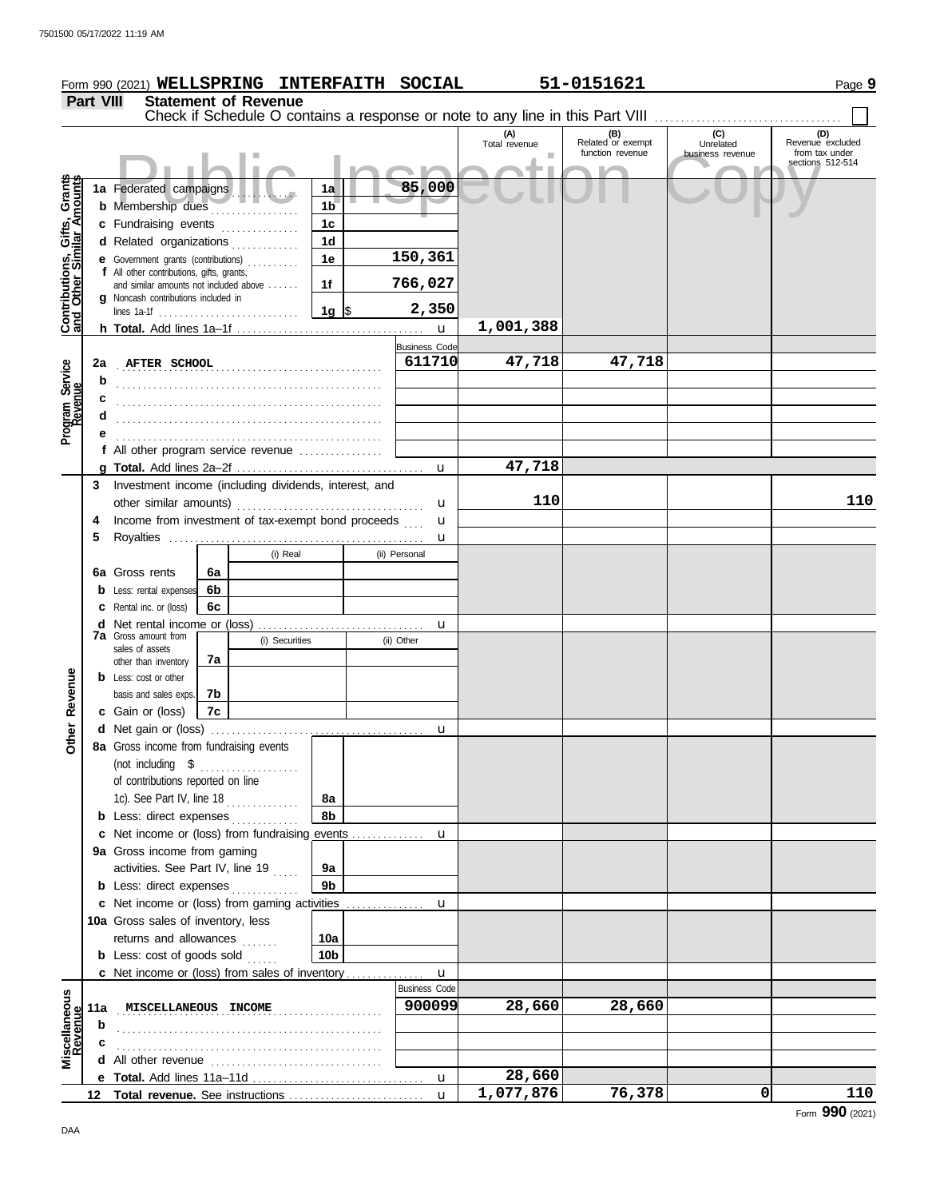Form 990 (2021) **WELLSPRING INTERFAITH SOCIAL** **51-0151621**

## Part VIII Statement of Revenue

Check if Schedule O contains a response or note to any line in this Part VIII ☐

Public Inspection Copy

| | | | | (A) Total revenue | (B) Related or exempt function revenue | (C) Unrelated business revenue | (D) Revenue excluded from tax under sections 512-514 |
|---|---|---|---|---|---|---|---|
| **Contributions, Gifts, Grants and Other Similar Amounts** | 1a Federated campaigns | 1a | 85,000 | | | | |
| | b Membership dues | 1b | | | | | |
| | c Fundraising events | 1c | | | | | |
| | d Related organizations | 1d | | | | | |
| | e Government grants (contributions) | 1e | 150,361 | | | | |
| | f All other contributions, gifts, grants, and similar amounts not included above | 1f | 766,027 | | | | |
| | g Noncash contributions included in lines 1a-1f | 1g | $ 2,350 | | | | |
| | h **Total.** Add lines 1a–1f | | | 1,001,388 | | | |
| **Program Service Revenue** | | | Business Code | | | | |
| | 2a AFTER SCHOOL | | 611710 | 47,718 | 47,718 | | |
| | b | | | | | | |
| | c | | | | | | |
| | d | | | | | | |
| | e | | | | | | |
| | f All other program service revenue | | | | | | |
| | g **Total.** Add lines 2a–2f | | | 47,718 | | | |
| **Other Revenue** | 3 Investment income (including dividends, interest, and other similar amounts) | | | 110 | | | 110 |
| | 4 Income from investment of tax-exempt bond proceeds | | | | | | |
| | 5 Royalties | | | | | | |
| | | (i) Real | (ii) Personal | | | | |
| | 6a Gross rents | 6a | | | | | |
| | b Less: rental expenses | 6b | | | | | |
| | c Rental inc. or (loss) | 6c | | | | | |
| | d Net rental income or (loss) | | | | | | |
| | | (i) Securities | (ii) Other | | | | |
| | 7a Gross amount from sales of assets other than inventory | 7a | | | | | |
| | b Less: cost or other basis and sales exps. | 7b | | | | | |
| | c Gain or (loss) | 7c | | | | | |
| | d Net gain or (loss) | | | | | | |
| | 8a Gross income from fundraising events (not including $ ............ of contributions reported on line 1c). See Part IV, line 18 | 8a | | | | | |
| | b Less: direct expenses | 8b | | | | | |
| | c Net income or (loss) from fundraising events | | | | | | |
| | 9a Gross income from gaming activities. See Part IV, line 19 | 9a | | | | | |
| | b Less: direct expenses | 9b | | | | | |
| | c Net income or (loss) from gaming activities | | | | | | |
| | 10a Gross sales of inventory, less returns and allowances | 10a | | | | | |
| | b Less: cost of goods sold | 10b | | | | | |
| | c Net income or (loss) from sales of inventory | | | | | | |
| **Miscellaneous Revenue** | | | Business Code | | | | |
| | 11a MISCELLANEOUS INCOME | | 900099 | 28,660 | 28,660 | | |
| | b | | | | | | |
| | c | | | | | | |
| | d All other revenue | | | | | | |
| | e **Total.** Add lines 11a–11d | | | 28,660 | | | |
| | 12 **Total revenue.** See instructions | | | 1,077,876 | 76,378 | 0 | 110 |

Form **990** (2021)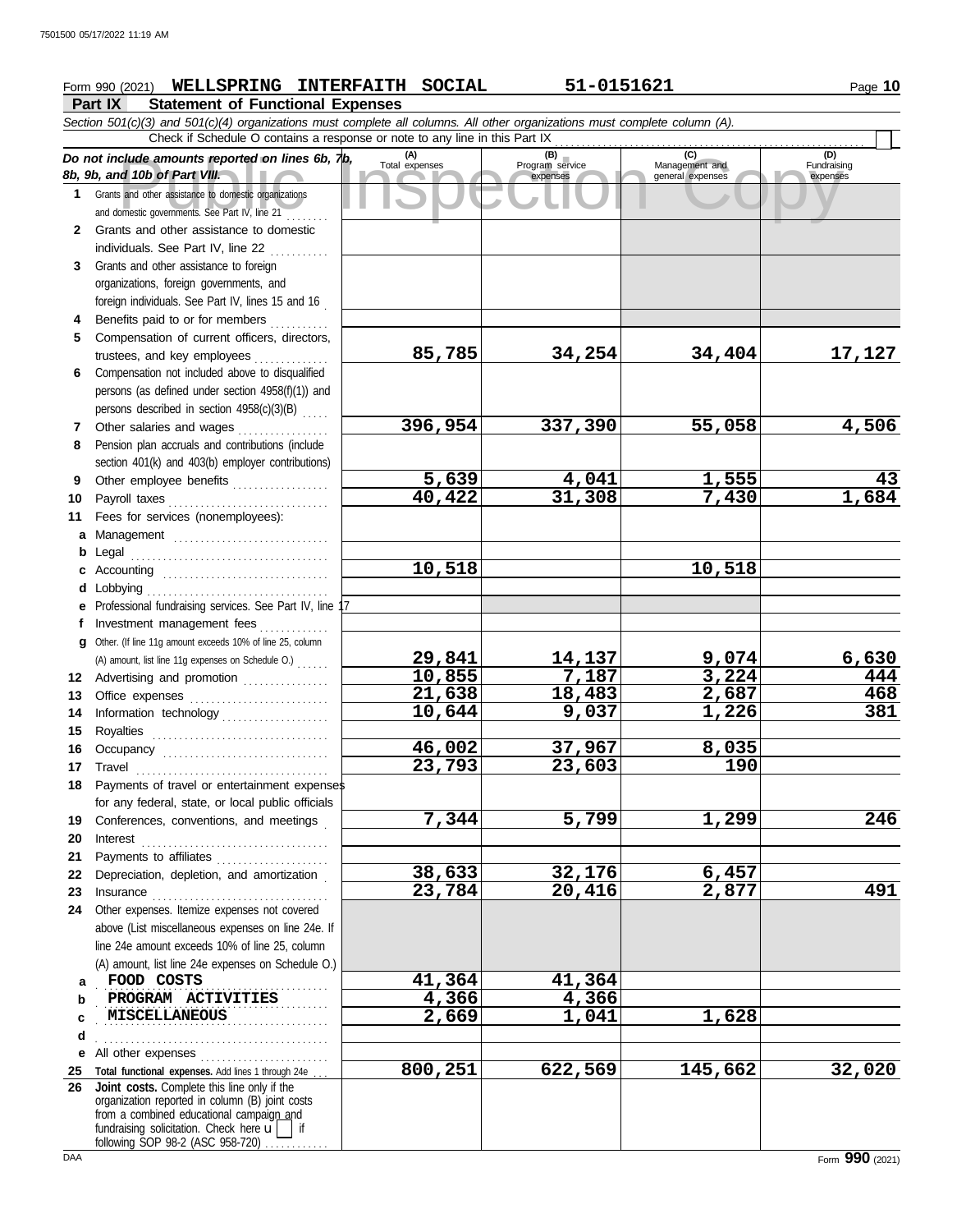7501500 05/17/2022 11:19 AM

Form 990 (2021) **WELLSPRING INTERFAITH SOCIAL** **51-0151621** Page **10**

**Part IX Statement of Functional Expenses**

*Section 501(c)(3) and 501(c)(4) organizations must complete all columns. All other organizations must complete column (A).*

Check if Schedule O contains a response or note to any line in this Part IX ☐

| *Do not include amounts reported on lines 6b, 7b, 8b, 9b, and 10b of Part VIII.* | (A) Total expenses | (B) Program service expenses | (C) Management and general expenses | (D) Fundraising expenses |
|---|---|---|---|---|
| **1** Grants and other assistance to domestic organizations and domestic governments. See Part IV, line 21 | | | | |
| **2** Grants and other assistance to domestic individuals. See Part IV, line 22 | | | | |
| **3** Grants and other assistance to foreign organizations, foreign governments, and foreign individuals. See Part IV, lines 15 and 16 | | | | |
| **4** Benefits paid to or for members | | | | |
| **5** Compensation of current officers, directors, trustees, and key employees | 85,785 | 34,254 | 34,404 | 17,127 |
| **6** Compensation not included above to disqualified persons (as defined under section 4958(f)(1)) and persons described in section 4958(c)(3)(B) | | | | |
| **7** Other salaries and wages | 396,954 | 337,390 | 55,058 | 4,506 |
| **8** Pension plan accruals and contributions (include section 401(k) and 403(b) employer contributions) | | | | |
| **9** Other employee benefits | 5,639 | 4,041 | 1,555 | 43 |
| **10** Payroll taxes | 40,422 | 31,308 | 7,430 | 1,684 |
| **11** Fees for services (nonemployees): | | | | |
| **a** Management | | | | |
| **b** Legal | | | | |
| **c** Accounting | 10,518 | | 10,518 | |
| **d** Lobbying | | | | |
| **e** Professional fundraising services. See Part IV, line 17 | | | | |
| **f** Investment management fees | | | | |
| **g** Other. (If line 11g amount exceeds 10% of line 25, column (A) amount, list line 11g expenses on Schedule O.) | 29,841 | 14,137 | 9,074 | 6,630 |
| **12** Advertising and promotion | 10,855 | 7,187 | 3,224 | 444 |
| **13** Office expenses | 21,638 | 18,483 | 2,687 | 468 |
| **14** Information technology | 10,644 | 9,037 | 1,226 | 381 |
| **15** Royalties | | | | |
| **16** Occupancy | 46,002 | 37,967 | 8,035 | |
| **17** Travel | 23,793 | 23,603 | 190 | |
| **18** Payments of travel or entertainment expenses for any federal, state, or local public officials | | | | |
| **19** Conferences, conventions, and meetings | 7,344 | 5,799 | 1,299 | 246 |
| **20** Interest | | | | |
| **21** Payments to affiliates | | | | |
| **22** Depreciation, depletion, and amortization | 38,633 | 32,176 | 6,457 | |
| **23** Insurance | 23,784 | 20,416 | 2,877 | 491 |
| **24** Other expenses. Itemize expenses not covered above (List miscellaneous expenses on line 24e. If line 24e amount exceeds 10% of line 25, column (A) amount, list line 24e expenses on Schedule O.) | | | | |
| **a** FOOD COSTS | 41,364 | 41,364 | | |
| **b** PROGRAM ACTIVITIES | 4,366 | 4,366 | | |
| **c** MISCELLANEOUS | 2,669 | 1,041 | 1,628 | |
| **d** | | | | |
| **e** All other expenses | | | | |
| **25 Total functional expenses.** Add lines 1 through 24e | 800,251 | 622,569 | 145,662 | 32,020 |
| **26 Joint costs.** Complete this line only if the organization reported in column (B) joint costs from a combined educational campaign and fundraising solicitation. Check here ☐ if following SOP 98-2 (ASC 958-720) | | | | |

DAA Form **990** (2021)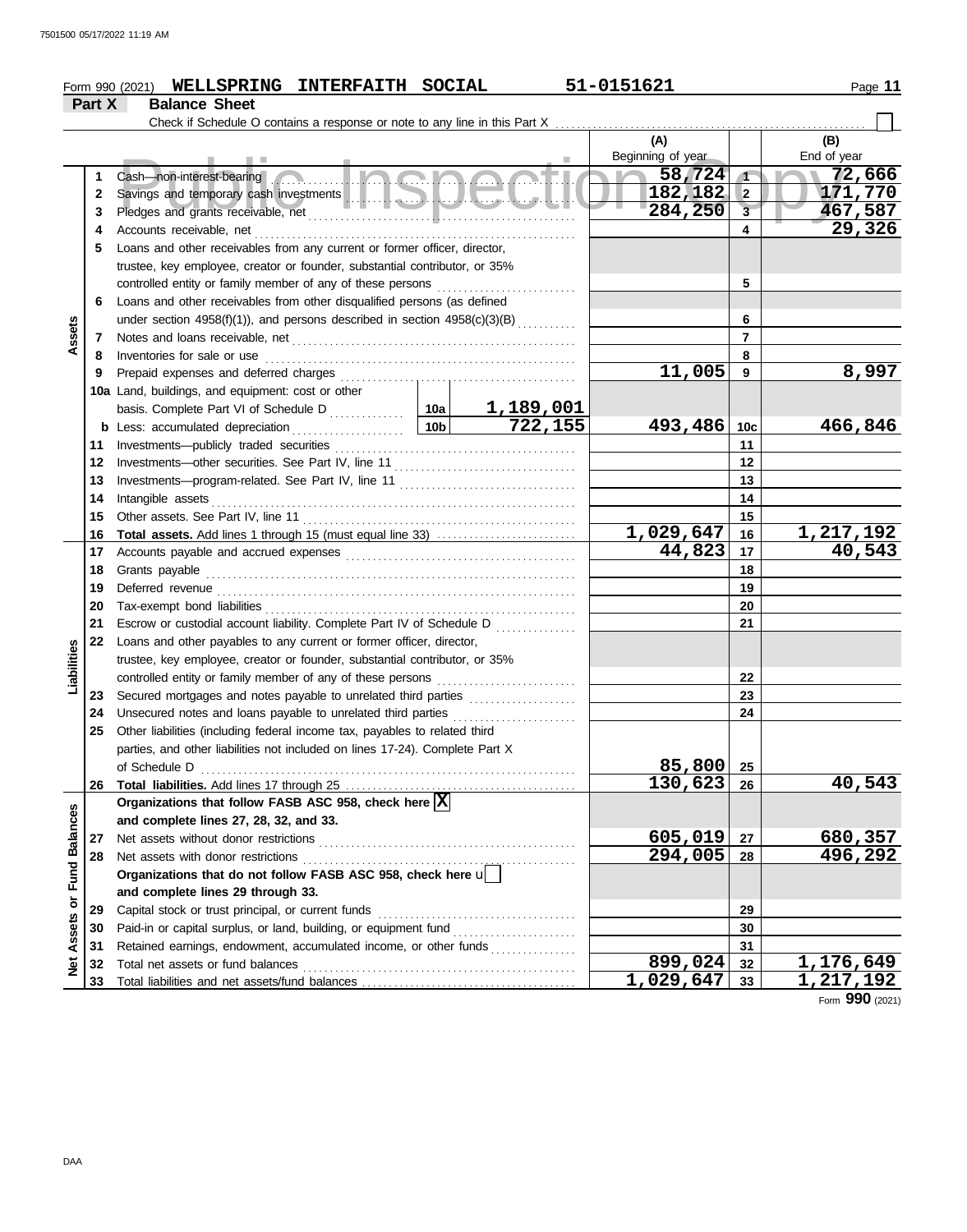Form 990 (2021) **WELLSPRING INTERFAITH SOCIAL** 51-0151621

## Part X Balance Sheet

Check if Schedule O contains a response or note to any line in this Part X ☐

| | | | | (A) Beginning of year | | (B) End of year |
|---|---|---|---|---|---|---|
| **Assets** | 1 | Cash—non-interest-bearing | | 58,724 | 1 | 72,666 |
| | 2 | Savings and temporary cash investments | | 182,182 | 2 | 171,770 |
| | 3 | Pledges and grants receivable, net | | 284,250 | 3 | 467,587 |
| | 4 | Accounts receivable, net | | | 4 | 29,326 |
| | 5 | Loans and other receivables from any current or former officer, director, trustee, key employee, creator or founder, substantial contributor, or 35% controlled entity or family member of any of these persons | | | 5 | |
| | 6 | Loans and other receivables from other disqualified persons (as defined under section 4958(f)(1)), and persons described in section 4958(c)(3)(B) | | | 6 | |
| | 7 | Notes and loans receivable, net | | | 7 | |
| | 8 | Inventories for sale or use | | | 8 | |
| | 9 | Prepaid expenses and deferred charges | | 11,005 | 9 | 8,997 |
| | 10a | Land, buildings, and equipment: cost or other basis. Complete Part VI of Schedule D | 10a 1,189,001 | | | |
| | b | Less: accumulated depreciation | 10b 722,155 | 493,486 | 10c | 466,846 |
| | 11 | Investments—publicly traded securities | | | 11 | |
| | 12 | Investments—other securities. See Part IV, line 11 | | | 12 | |
| | 13 | Investments—program-related. See Part IV, line 11 | | | 13 | |
| | 14 | Intangible assets | | | 14 | |
| | 15 | Other assets. See Part IV, line 11 | | | 15 | |
| | 16 | **Total assets.** Add lines 1 through 15 (must equal line 33) | | 1,029,647 | 16 | 1,217,192 |
| **Liabilities** | 17 | Accounts payable and accrued expenses | | 44,823 | 17 | 40,543 |
| | 18 | Grants payable | | | 18 | |
| | 19 | Deferred revenue | | | 19 | |
| | 20 | Tax-exempt bond liabilities | | | 20 | |
| | 21 | Escrow or custodial account liability. Complete Part IV of Schedule D | | | 21 | |
| | 22 | Loans and other payables to any current or former officer, director, trustee, key employee, creator or founder, substantial contributor, or 35% controlled entity or family member of any of these persons | | | 22 | |
| | 23 | Secured mortgages and notes payable to unrelated third parties | | | 23 | |
| | 24 | Unsecured notes and loans payable to unrelated third parties | | | 24 | |
| | 25 | Other liabilities (including federal income tax, payables to related third parties, and other liabilities not included on lines 17-24). Complete Part X of Schedule D | | 85,800 | 25 | |
| | 26 | **Total liabilities.** Add lines 17 through 25 | | 130,623 | 26 | 40,543 |
| **Net Assets or Fund Balances** | | **Organizations that follow FASB ASC 958, check here** ☒ **and complete lines 27, 28, 32, and 33.** | | | | |
| | 27 | Net assets without donor restrictions | | 605,019 | 27 | 680,357 |
| | 28 | Net assets with donor restrictions | | 294,005 | 28 | 496,292 |
| | | **Organizations that do not follow FASB ASC 958, check here** ☐ **and complete lines 29 through 33.** | | | | |
| | 29 | Capital stock or trust principal, or current funds | | | 29 | |
| | 30 | Paid-in or capital surplus, or land, building, or equipment fund | | | 30 | |
| | 31 | Retained earnings, endowment, accumulated income, or other funds | | | 31 | |
| | 32 | Total net assets or fund balances | | 899,024 | 32 | 1,176,649 |
| | 33 | Total liabilities and net assets/fund balances | | 1,029,647 | 33 | 1,217,192 |

Form **990** (2021)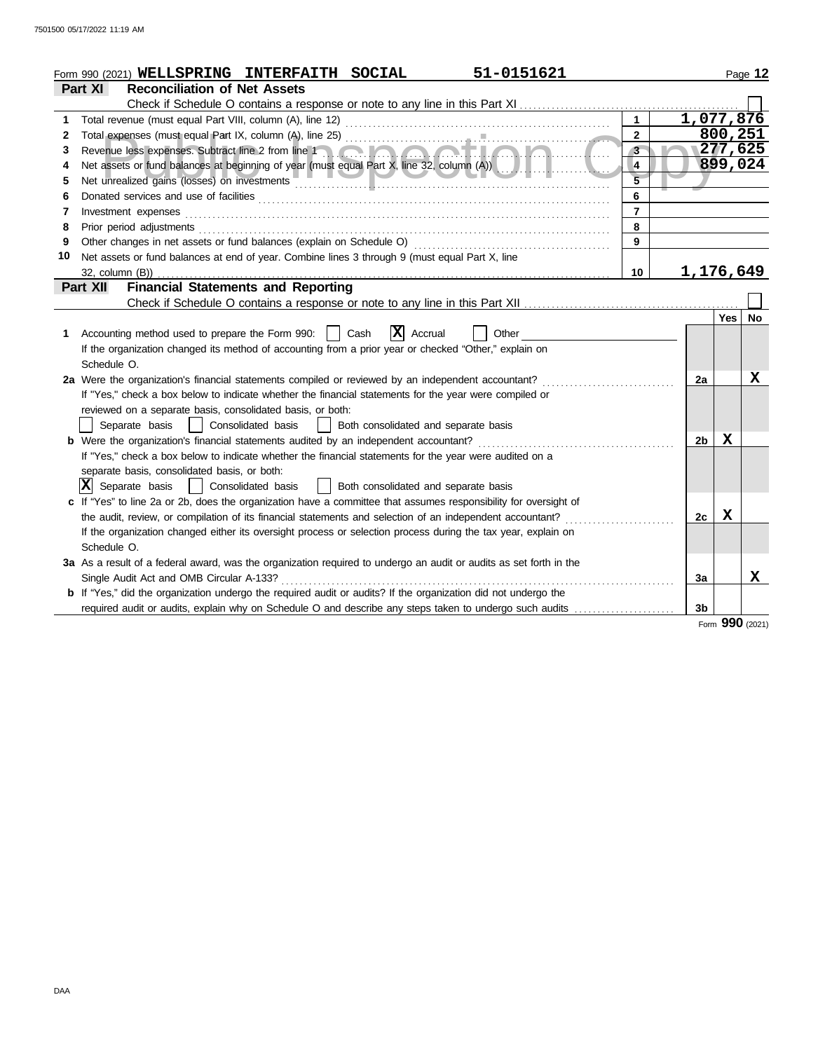Form 990 (2021) **WELLSPRING INTERFAITH SOCIAL** **51-0151621**

## Part XI Reconciliation of Net Assets

Check if Schedule O contains a response or note to any line in this Part XI ☐

| | | | |
|---|---|---|---|
| 1 | Total revenue (must equal Part VIII, column (A), line 12) | 1 | 1,077,876 |
| 2 | Total expenses (must equal Part IX, column (A), line 25) | 2 | 800,251 |
| 3 | Revenue less expenses. Subtract line 2 from line 1 | 3 | 277,625 |
| 4 | Net assets or fund balances at beginning of year (must equal Part X, line 32, column (A)) | 4 | 899,024 |
| 5 | Net unrealized gains (losses) on investments | 5 | |
| 6 | Donated services and use of facilities | 6 | |
| 7 | Investment expenses | 7 | |
| 8 | Prior period adjustments | 8 | |
| 9 | Other changes in net assets or fund balances (explain on Schedule O) | 9 | |
| 10 | Net assets or fund balances at end of year. Combine lines 3 through 9 (must equal Part X, line 32, column (B)) | 10 | 1,176,649 |

## Part XII Financial Statements and Reporting

Check if Schedule O contains a response or note to any line in this Part XII ☐

| | | | Yes | No |
|---|---|---|---|---|
| 1 | Accounting method used to prepare the Form 990: ☐ Cash ☒ Accrual ☐ Other<br>If the organization changed its method of accounting from a prior year or checked "Other," explain on Schedule O. | | | |
| 2a | Were the organization's financial statements compiled or reviewed by an independent accountant?<br>If "Yes," check a box below to indicate whether the financial statements for the year were compiled or reviewed on a separate basis, consolidated basis, or both:<br>☐ Separate basis ☐ Consolidated basis ☐ Both consolidated and separate basis | 2a | | X |
| b | Were the organization's financial statements audited by an independent accountant?<br>If "Yes," check a box below to indicate whether the financial statements for the year were audited on a separate basis, consolidated basis, or both:<br>☒ Separate basis ☐ Consolidated basis ☐ Both consolidated and separate basis | 2b | X | |
| c | If "Yes" to line 2a or 2b, does the organization have a committee that assumes responsibility for oversight of the audit, review, or compilation of its financial statements and selection of an independent accountant?<br>If the organization changed either its oversight process or selection process during the tax year, explain on Schedule O. | 2c | X | |
| 3a | As a result of a federal award, was the organization required to undergo an audit or audits as set forth in the Single Audit Act and OMB Circular A-133? | 3a | | X |
| b | If "Yes," did the organization undergo the required audit or audits? If the organization did not undergo the required audit or audits, explain why on Schedule O and describe any steps taken to undergo such audits | 3b | | |

Form **990** (2021)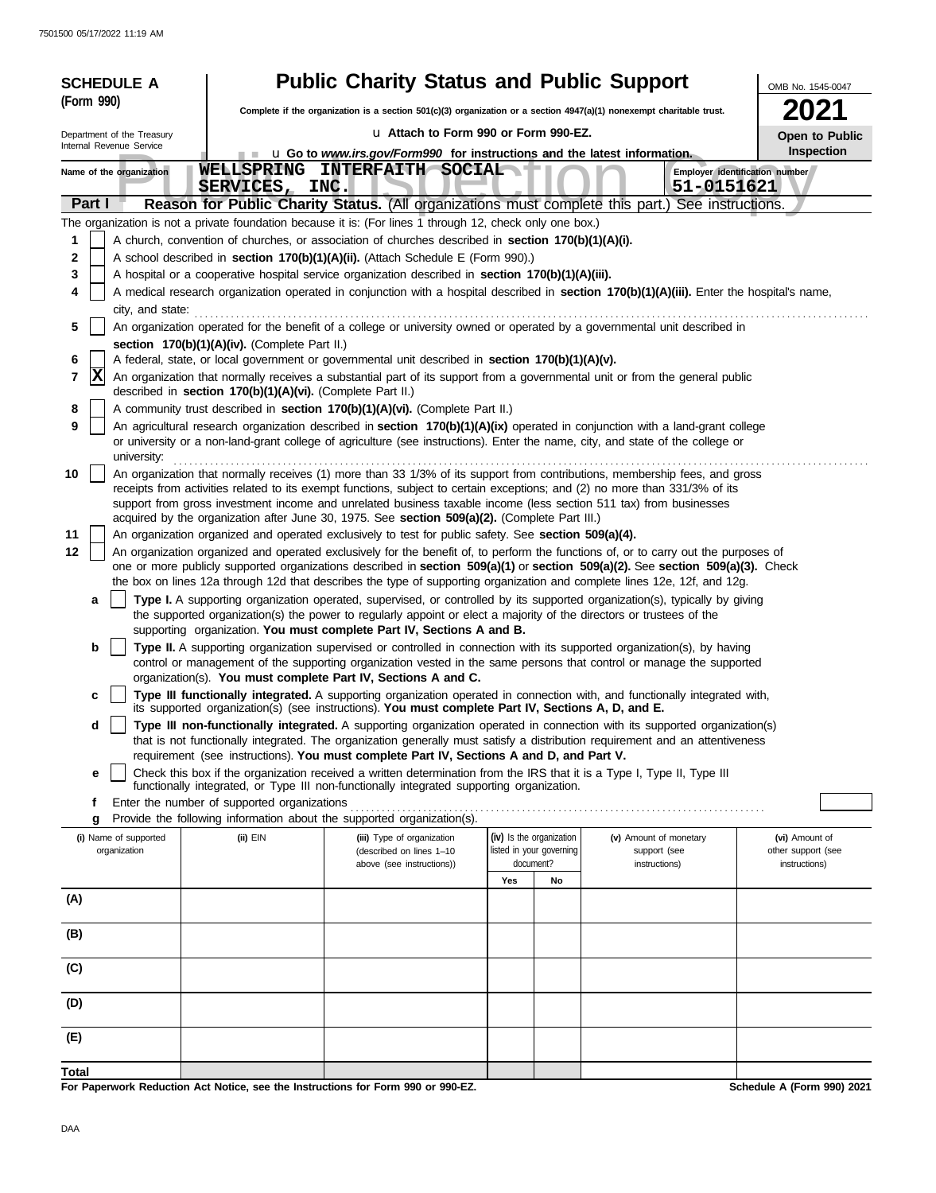**SCHEDULE A (Form 990)**

Department of the Treasury
Internal Revenue Service

# Public Charity Status and Public Support

**Complete if the organization is a section 501(c)(3) organization or a section 4947(a)(1) nonexempt charitable trust.**

u Attach to Form 990 or Form 990-EZ.

u Go to *www.irs.gov/Form990* for instructions and the latest information.

OMB No. 1545-0047

**2021**

**Open to Public Inspection**

Name of the organization: WELLSPRING INTERFAITH SOCIAL SERVICES, INC.

Employer identification number: 51-0151621

## Part I — Reason for Public Charity Status. (All organizations must complete this part.) See instructions.

The organization is not a private foundation because it is: (For lines 1 through 12, check only one box.)

1. [ ] A church, convention of churches, or association of churches described in **section 170(b)(1)(A)(i).**
2. [ ] A school described in **section 170(b)(1)(A)(ii).** (Attach Schedule E (Form 990).)
3. [ ] A hospital or a cooperative hospital service organization described in **section 170(b)(1)(A)(iii).**
4. [ ] A medical research organization operated in conjunction with a hospital described in **section 170(b)(1)(A)(iii).** Enter the hospital's name, city, and state:
5. [ ] An organization operated for the benefit of a college or university owned or operated by a governmental unit described in **section 170(b)(1)(A)(iv).** (Complete Part II.)
6. [ ] A federal, state, or local government or governmental unit described in **section 170(b)(1)(A)(v).**
7. [X] An organization that normally receives a substantial part of its support from a governmental unit or from the general public described in **section 170(b)(1)(A)(vi).** (Complete Part II.)
8. [ ] A community trust described in **section 170(b)(1)(A)(vi).** (Complete Part II.)
9. [ ] An agricultural research organization described in **section 170(b)(1)(A)(ix)** operated in conjunction with a land-grant college or university or a non-land-grant college of agriculture (see instructions). Enter the name, city, and state of the college or university:
10. [ ] An organization that normally receives (1) more than 33 1/3% of its support from contributions, membership fees, and gross receipts from activities related to its exempt functions, subject to certain exceptions; and (2) no more than 331/3% of its support from gross investment income and unrelated business taxable income (less section 511 tax) from businesses acquired by the organization after June 30, 1975. See **section 509(a)(2).** (Complete Part III.)
11. [ ] An organization organized and operated exclusively to test for public safety. See **section 509(a)(4).**
12. [ ] An organization organized and operated exclusively for the benefit of, to perform the functions of, or to carry out the purposes of one or more publicly supported organizations described in **section 509(a)(1)** or **section 509(a)(2).** See **section 509(a)(3).** Check the box on lines 12a through 12d that describes the type of supporting organization and complete lines 12e, 12f, and 12g.
   - **a** [ ] **Type I.** A supporting organization operated, supervised, or controlled by its supported organization(s), typically by giving the supported organization(s) the power to regularly appoint or elect a majority of the directors or trustees of the supporting organization. **You must complete Part IV, Sections A and B.**
   - **b** [ ] **Type II.** A supporting organization supervised or controlled in connection with its supported organization(s), by having control or management of the supporting organization vested in the same persons that control or manage the supported organization(s). **You must complete Part IV, Sections A and C.**
   - **c** [ ] **Type III functionally integrated.** A supporting organization operated in connection with, and functionally integrated with, its supported organization(s) (see instructions). **You must complete Part IV, Sections A, D, and E.**
   - **d** [ ] **Type III non-functionally integrated.** A supporting organization operated in connection with its supported organization(s) that is not functionally integrated. The organization generally must satisfy a distribution requirement and an attentiveness requirement (see instructions). **You must complete Part IV, Sections A and D, and Part V.**
   - **e** [ ] Check this box if the organization received a written determination from the IRS that it is a Type I, Type II, Type III functionally integrated, or Type III non-functionally integrated supporting organization.
   - **f** Enter the number of supported organizations
   - **g** Provide the following information about the supported organization(s).

| (i) Name of supported organization | (ii) EIN | (iii) Type of organization (described on lines 1–10 above (see instructions)) | (iv) Is the organization listed in your governing document? Yes | No | (v) Amount of monetary support (see instructions) | (vi) Amount of other support (see instructions) |
|---|---|---|---|---|---|---|
| (A) | | | | | | |
| (B) | | | | | | |
| (C) | | | | | | |
| (D) | | | | | | |
| (E) | | | | | | |
| **Total** | | | | | | |

**For Paperwork Reduction Act Notice, see the Instructions for Form 990 or 990-EZ.** **Schedule A (Form 990) 2021**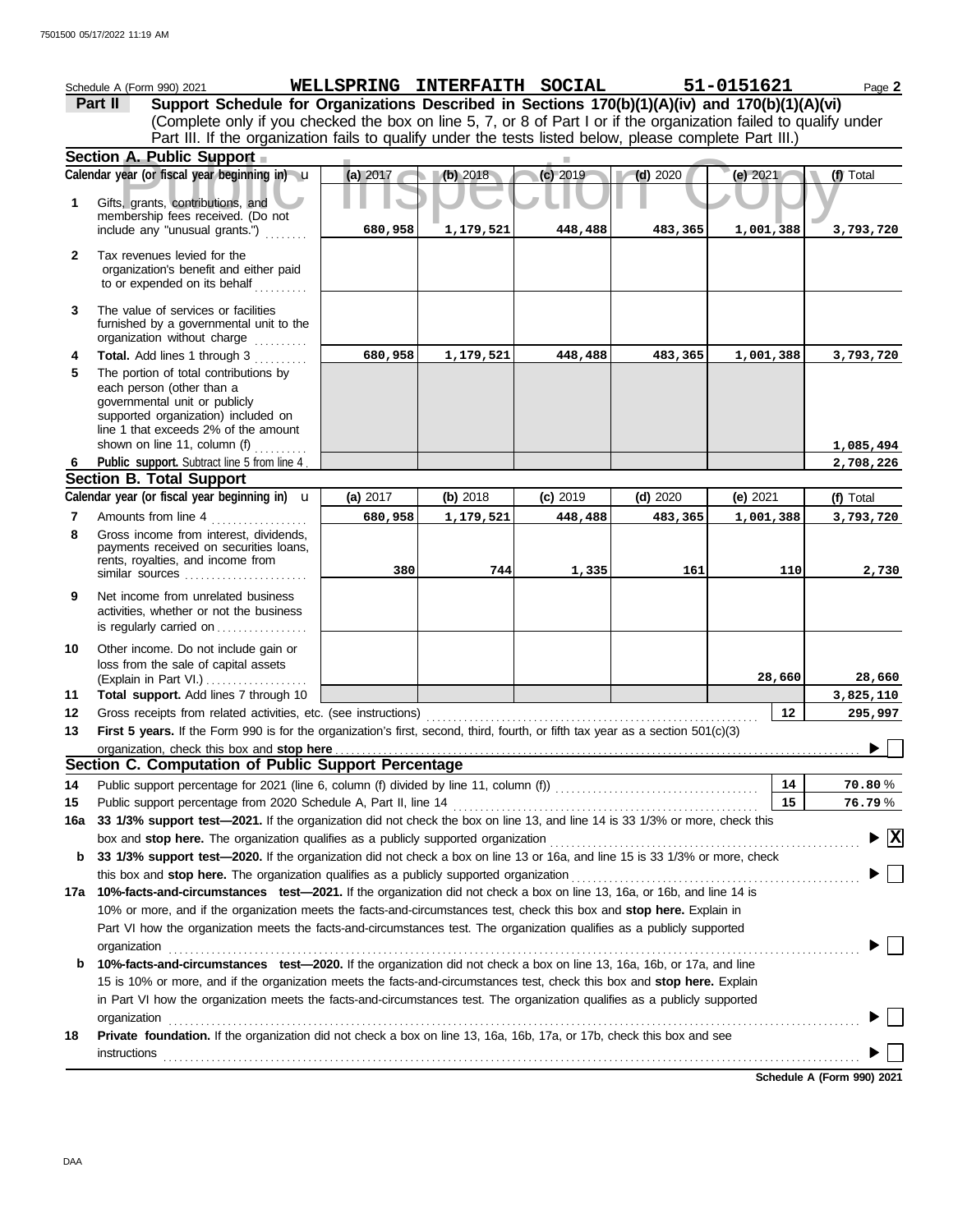Schedule A (Form 990) 2021 **WELLSPRING INTERFAITH SOCIAL** **51-0151621** Page **2**

**Part II** **Support Schedule for Organizations Described in Sections 170(b)(1)(A)(iv) and 170(b)(1)(A)(vi)**
(Complete only if you checked the box on line 5, 7, or 8 of Part I or if the organization failed to qualify under Part III. If the organization fails to qualify under the tests listed below, please complete Part III.)

## Section A. Public Support

| Calendar year (or fiscal year beginning in) | (a) 2017 | (b) 2018 | (c) 2019 | (d) 2020 | (e) 2021 | (f) Total |
|---|---|---|---|---|---|---|
| **1** Gifts, grants, contributions, and membership fees received. (Do not include any "unusual grants.") | 680,958 | 1,179,521 | 448,488 | 483,365 | 1,001,388 | 3,793,720 |
| **2** Tax revenues levied for the organization's benefit and either paid to or expended on its behalf | | | | | | |
| **3** The value of services or facilities furnished by a governmental unit to the organization without charge | | | | | | |
| **4** **Total.** Add lines 1 through 3 | 680,958 | 1,179,521 | 448,488 | 483,365 | 1,001,388 | 3,793,720 |
| **5** The portion of total contributions by each person (other than a governmental unit or publicly supported organization) included on line 1 that exceeds 2% of the amount shown on line 11, column (f) | | | | | | 1,085,494 |
| **6** **Public support.** Subtract line 5 from line 4 | | | | | | 2,708,226 |

## Section B. Total Support

| Calendar year (or fiscal year beginning in) | (a) 2017 | (b) 2018 | (c) 2019 | (d) 2020 | (e) 2021 | (f) Total |
|---|---|---|---|---|---|---|
| **7** Amounts from line 4 | 680,958 | 1,179,521 | 448,488 | 483,365 | 1,001,388 | 3,793,720 |
| **8** Gross income from interest, dividends, payments received on securities loans, rents, royalties, and income from similar sources | 380 | 744 | 1,335 | 161 | 110 | 2,730 |
| **9** Net income from unrelated business activities, whether or not the business is regularly carried on | | | | | | |
| **10** Other income. Do not include gain or loss from the sale of capital assets (Explain in Part VI.) | | | | | 28,660 | 28,660 |
| **11** **Total support.** Add lines 7 through 10 | | | | | | 3,825,110 |

**12** Gross receipts from related activities, etc. (see instructions) — **12** — 295,997

**13** **First 5 years.** If the Form 990 is for the organization's first, second, third, fourth, or fifth tax year as a section 501(c)(3) organization, check this box and **stop here** ☐

## Section C. Computation of Public Support Percentage

**14** Public support percentage for 2021 (line 6, column (f) divided by line 11, column (f)) — **14** — 70.80 %

**15** Public support percentage from 2020 Schedule A, Part II, line 14 — **15** — 76.79 %

**16a** **33 1/3% support test—2021.** If the organization did not check the box on line 13, and line 14 is 33 1/3% or more, check this box and **stop here.** The organization qualifies as a publicly supported organization ☒

**b** **33 1/3% support test—2020.** If the organization did not check a box on line 13 or 16a, and line 15 is 33 1/3% or more, check this box and **stop here.** The organization qualifies as a publicly supported organization ☐

**17a** **10%-facts-and-circumstances test—2021.** If the organization did not check a box on line 13, 16a, or 16b, and line 14 is 10% or more, and if the organization meets the facts-and-circumstances test, check this box and **stop here.** Explain in Part VI how the organization meets the facts-and-circumstances test. The organization qualifies as a publicly supported organization ☐

**b** **10%-facts-and-circumstances test—2020.** If the organization did not check a box on line 13, 16a, 16b, or 17a, and line 15 is 10% or more, and if the organization meets the facts-and-circumstances test, check this box and **stop here.** Explain in Part VI how the organization meets the facts-and-circumstances test. The organization qualifies as a publicly supported organization ☐

**18** **Private foundation.** If the organization did not check a box on line 13, 16a, 16b, 17a, or 17b, check this box and see instructions ☐

**Schedule A (Form 990) 2021**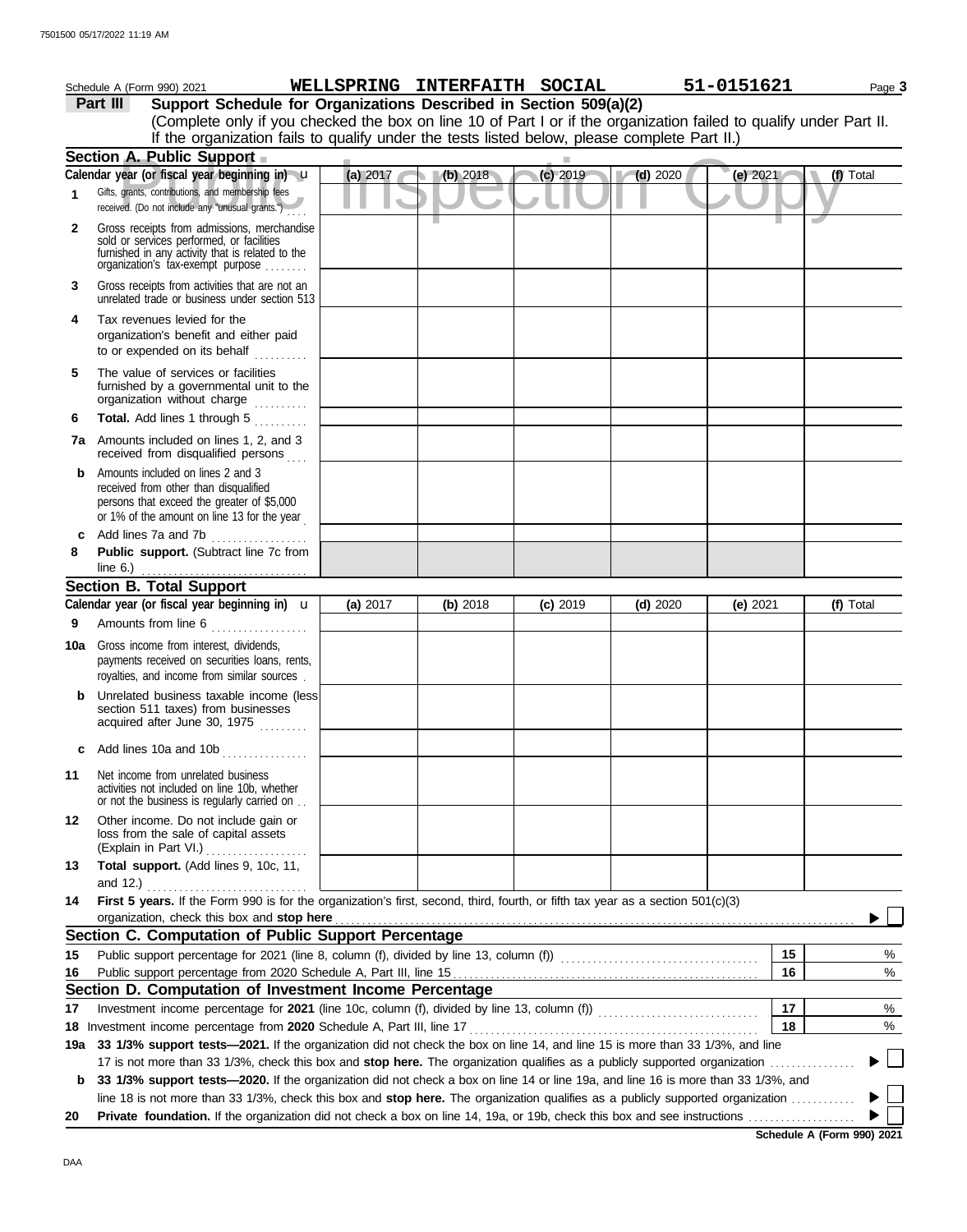Schedule A (Form 990) 2021 **WELLSPRING INTERFAITH SOCIAL** **51-0151621** Page **3**

## Part III Support Schedule for Organizations Described in Section 509(a)(2)

(Complete only if you checked the box on line 10 of Part I or if the organization failed to qualify under Part II. If the organization fails to qualify under the tests listed below, please complete Part II.)

### Section A. Public Support

| Calendar year (or fiscal year beginning in) | (a) 2017 | (b) 2018 | (c) 2019 | (d) 2020 | (e) 2021 | (f) Total |
|---|---|---|---|---|---|---|
| **1** Gifts, grants, contributions, and membership fees received. (Do not include any "unusual grants.") | | | | | | |
| **2** Gross receipts from admissions, merchandise sold or services performed, or facilities furnished in any activity that is related to the organization's tax-exempt purpose | | | | | | |
| **3** Gross receipts from activities that are not an unrelated trade or business under section 513 | | | | | | |
| **4** Tax revenues levied for the organization's benefit and either paid to or expended on its behalf | | | | | | |
| **5** The value of services or facilities furnished by a governmental unit to the organization without charge | | | | | | |
| **6** **Total.** Add lines 1 through 5 | | | | | | |
| **7a** Amounts included on lines 1, 2, and 3 received from disqualified persons | | | | | | |
| **b** Amounts included on lines 2 and 3 received from other than disqualified persons that exceed the greater of $5,000 or 1% of the amount on line 13 for the year | | | | | | |
| **c** Add lines 7a and 7b | | | | | | |
| **8** **Public support.** (Subtract line 7c from line 6.) | | | | | | |

### Section B. Total Support

| Calendar year (or fiscal year beginning in) | (a) 2017 | (b) 2018 | (c) 2019 | (d) 2020 | (e) 2021 | (f) Total |
|---|---|---|---|---|---|---|
| **9** Amounts from line 6 | | | | | | |
| **10a** Gross income from interest, dividends, payments received on securities loans, rents, royalties, and income from similar sources | | | | | | |
| **b** Unrelated business taxable income (less section 511 taxes) from businesses acquired after June 30, 1975 | | | | | | |
| **c** Add lines 10a and 10b | | | | | | |
| **11** Net income from unrelated business activities not included on line 10b, whether or not the business is regularly carried on | | | | | | |
| **12** Other income. Do not include gain or loss from the sale of capital assets (Explain in Part VI.) | | | | | | |
| **13** **Total support.** (Add lines 9, 10c, 11, and 12.) | | | | | | |

**14** **First 5 years.** If the Form 990 is for the organization's first, second, third, fourth, or fifth tax year as a section 501(c)(3) organization, check this box and **stop here** ☐

### Section C. Computation of Public Support Percentage

| | | | |
|---|---|---|---|
| **15** | Public support percentage for 2021 (line 8, column (f), divided by line 13, column (f)) | **15** | % |
| **16** | Public support percentage from 2020 Schedule A, Part III, line 15 | **16** | % |

### Section D. Computation of Investment Income Percentage

| | | | |
|---|---|---|---|
| **17** | Investment income percentage for **2021** (line 10c, column (f), divided by line 13, column (f)) | **17** | % |
| **18** | Investment income percentage from **2020** Schedule A, Part III, line 17 | **18** | % |

**19a** **33 1/3% support tests—2021.** If the organization did not check the box on line 14, and line 15 is more than 33 1/3%, and line 17 is not more than 33 1/3%, check this box and **stop here.** The organization qualifies as a publicly supported organization ☐

**b** **33 1/3% support tests—2020.** If the organization did not check a box on line 14 or line 19a, and line 16 is more than 33 1/3%, and line 18 is not more than 33 1/3%, check this box and **stop here.** The organization qualifies as a publicly supported organization ☐

**20** **Private foundation.** If the organization did not check a box on line 14, 19a, or 19b, check this box and see instructions ☐

**Schedule A (Form 990) 2021**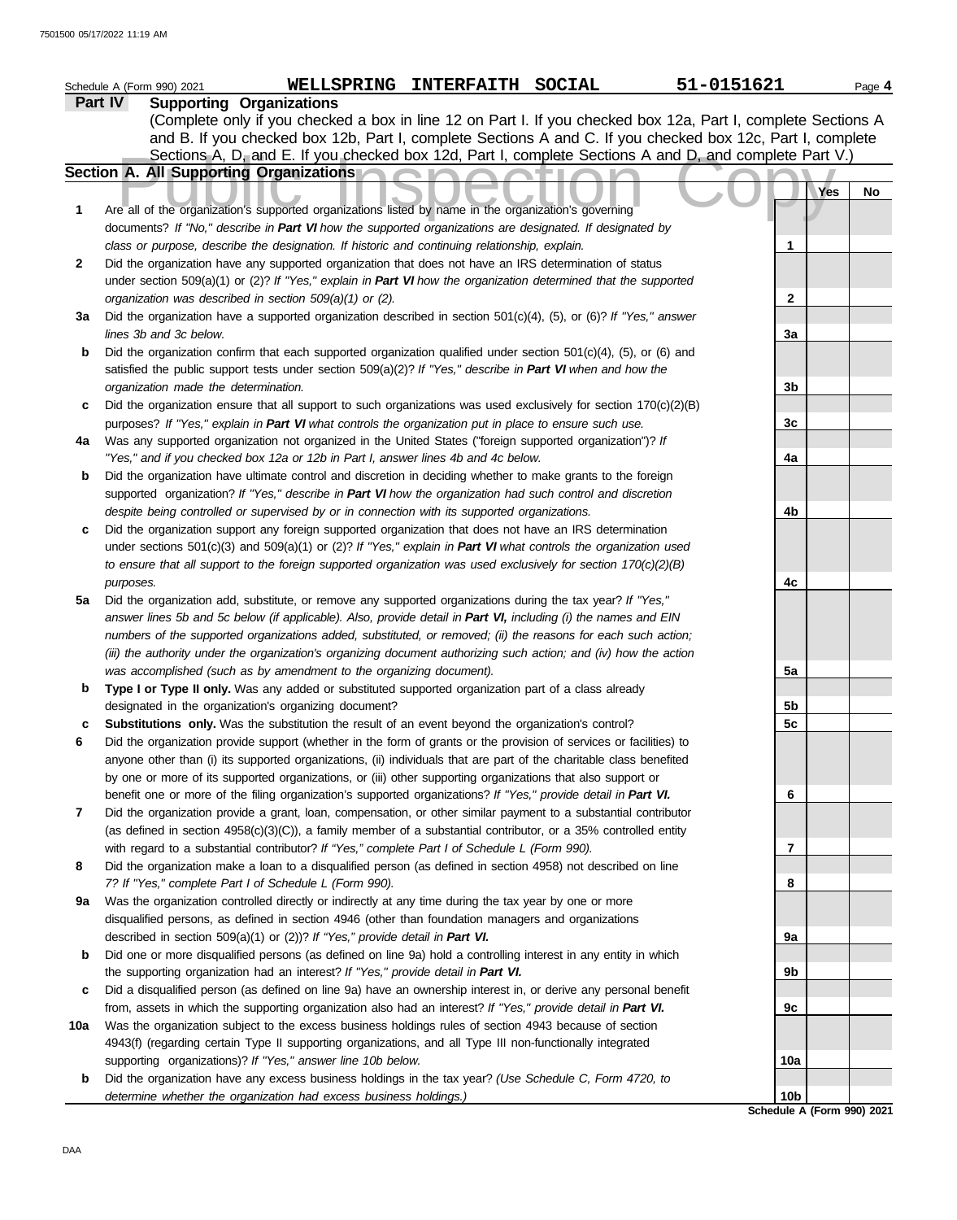Schedule A (Form 990) 2021 WELLSPRING INTERFAITH SOCIAL 51-0151621

## Part IV Supporting Organizations

(Complete only if you checked a box in line 12 on Part I. If you checked box 12a, Part I, complete Sections A and B. If you checked box 12b, Part I, complete Sections A and C. If you checked box 12c, Part I, complete Sections A, D, and E. If you checked box 12d, Part I, complete Sections A and D, and complete Part V.)

### Section A. All Supporting Organizations

| | | | Yes | No |
|---|---|---|---|---|
| **1** | Are all of the organization's supported organizations listed by name in the organization's governing documents? *If "No," describe in **Part VI** how the supported organizations are designated. If designated by class or purpose, describe the designation. If historic and continuing relationship, explain.* | 1 | | |
| **2** | Did the organization have any supported organization that does not have an IRS determination of status under section 509(a)(1) or (2)? *If "Yes," explain in **Part VI** how the organization determined that the supported organization was described in section 509(a)(1) or (2).* | 2 | | |
| **3a** | Did the organization have a supported organization described in section 501(c)(4), (5), or (6)? *If "Yes," answer lines 3b and 3c below.* | 3a | | |
| **b** | Did the organization confirm that each supported organization qualified under section 501(c)(4), (5), or (6) and satisfied the public support tests under section 509(a)(2)? *If "Yes," describe in **Part VI** when and how the organization made the determination.* | 3b | | |
| **c** | Did the organization ensure that all support to such organizations was used exclusively for section 170(c)(2)(B) purposes? *If "Yes," explain in **Part VI** what controls the organization put in place to ensure such use.* | 3c | | |
| **4a** | Was any supported organization not organized in the United States ("foreign supported organization")? *If "Yes," and if you checked box 12a or 12b in Part I, answer lines 4b and 4c below.* | 4a | | |
| **b** | Did the organization have ultimate control and discretion in deciding whether to make grants to the foreign supported organization? *If "Yes," describe in **Part VI** how the organization had such control and discretion despite being controlled or supervised by or in connection with its supported organizations.* | 4b | | |
| **c** | Did the organization support any foreign supported organization that does not have an IRS determination under sections 501(c)(3) and 509(a)(1) or (2)? *If "Yes," explain in **Part VI** what controls the organization used to ensure that all support to the foreign supported organization was used exclusively for section 170(c)(2)(B) purposes.* | 4c | | |
| **5a** | Did the organization add, substitute, or remove any supported organizations during the tax year? *If "Yes," answer lines 5b and 5c below (if applicable). Also, provide detail in **Part VI,** including (i) the names and EIN numbers of the supported organizations added, substituted, or removed; (ii) the reasons for each such action; (iii) the authority under the organization's organizing document authorizing such action; and (iv) how the action was accomplished (such as by amendment to the organizing document).* | 5a | | |
| **b** | **Type I or Type II only.** Was any added or substituted supported organization part of a class already designated in the organization's organizing document? | 5b | | |
| **c** | **Substitutions only.** Was the substitution the result of an event beyond the organization's control? | 5c | | |
| **6** | Did the organization provide support (whether in the form of grants or the provision of services or facilities) to anyone other than (i) its supported organizations, (ii) individuals that are part of the charitable class benefited by one or more of its supported organizations, or (iii) other supporting organizations that also support or benefit one or more of the filing organization's supported organizations? *If "Yes," provide detail in **Part VI.*** | 6 | | |
| **7** | Did the organization provide a grant, loan, compensation, or other similar payment to a substantial contributor (as defined in section 4958(c)(3)(C)), a family member of a substantial contributor, or a 35% controlled entity with regard to a substantial contributor? *If "Yes," complete Part I of Schedule L (Form 990).* | 7 | | |
| **8** | Did the organization make a loan to a disqualified person (as defined in section 4958) not described on line 7? *If "Yes," complete Part I of Schedule L (Form 990).* | 8 | | |
| **9a** | Was the organization controlled directly or indirectly at any time during the tax year by one or more disqualified persons, as defined in section 4946 (other than foundation managers and organizations described in section 509(a)(1) or (2))? *If "Yes," provide detail in **Part VI.*** | 9a | | |
| **b** | Did one or more disqualified persons (as defined on line 9a) hold a controlling interest in any entity in which the supporting organization had an interest? *If "Yes," provide detail in **Part VI.*** | 9b | | |
| **c** | Did a disqualified person (as defined on line 9a) have an ownership interest in, or derive any personal benefit from, assets in which the supporting organization also had an interest? *If "Yes," provide detail in **Part VI.*** | 9c | | |
| **10a** | Was the organization subject to the excess business holdings rules of section 4943 because of section 4943(f) (regarding certain Type II supporting organizations, and all Type III non-functionally integrated supporting organizations)? *If "Yes," answer line 10b below.* | 10a | | |
| **b** | Did the organization have any excess business holdings in the tax year? *(Use Schedule C, Form 4720, to determine whether the organization had excess business holdings.)* | 10b | | |

Schedule A (Form 990) 2021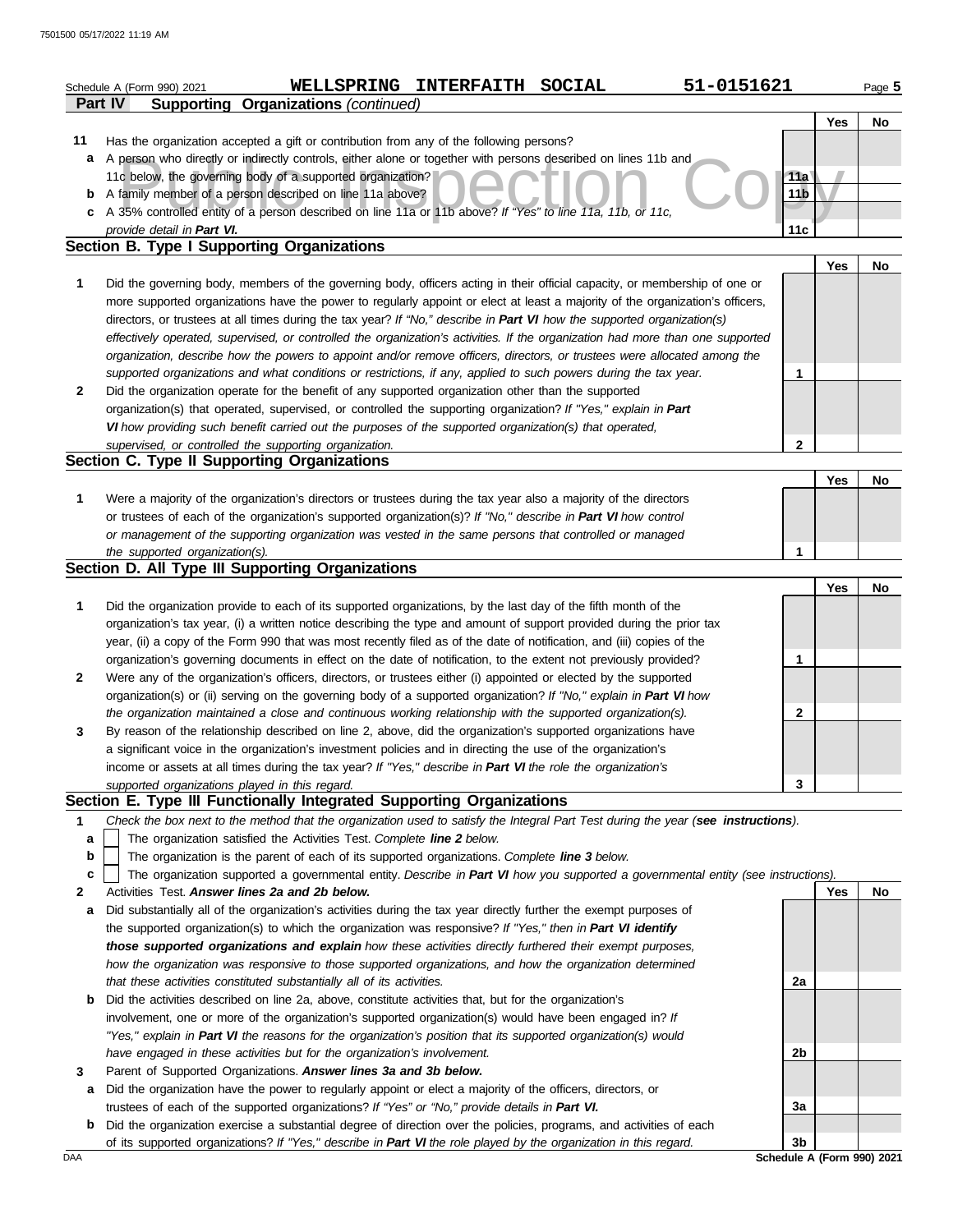Schedule A (Form 990) 2021 WELLSPRING INTERFAITH SOCIAL 51-0151621

**Part IV Supporting Organizations** *(continued)*

| | | | Yes | No |
|---|---|---|---|---|
| **11** | Has the organization accepted a gift or contribution from any of the following persons? | | | |
| **a** | A person who directly or indirectly controls, either alone or together with persons described on lines 11b and 11c below, the governing body of a supported organization? | 11a | | |
| **b** | A family member of a person described on line 11a above? | 11b | | |
| **c** | A 35% controlled entity of a person described on line 11a or 11b above? *If "Yes" to line 11a, 11b, or 11c, provide detail in **Part VI.*** | 11c | | |

## Section B. Type I Supporting Organizations

| | | | Yes | No |
|---|---|---|---|---|
| **1** | Did the governing body, members of the governing body, officers acting in their official capacity, or membership of one or more supported organizations have the power to regularly appoint or elect at least a majority of the organization's officers, directors, or trustees at all times during the tax year? *If "No," describe in **Part VI** how the supported organization(s) effectively operated, supervised, or controlled the organization's activities. If the organization had more than one supported organization, describe how the powers to appoint and/or remove officers, directors, or trustees were allocated among the supported organizations and what conditions or restrictions, if any, applied to such powers during the tax year.* | 1 | | |
| **2** | Did the organization operate for the benefit of any supported organization other than the supported organization(s) that operated, supervised, or controlled the supporting organization? *If "Yes," explain in **Part VI** how providing such benefit carried out the purposes of the supported organization(s) that operated, supervised, or controlled the supporting organization.* | 2 | | |

## Section C. Type II Supporting Organizations

| | | | Yes | No |
|---|---|---|---|---|
| **1** | Were a majority of the organization's directors or trustees during the tax year also a majority of the directors or trustees of each of the organization's supported organization(s)? *If "No," describe in **Part VI** how control or management of the supporting organization was vested in the same persons that controlled or managed the supported organization(s).* | 1 | | |

## Section D. All Type III Supporting Organizations

| | | | Yes | No |
|---|---|---|---|---|
| **1** | Did the organization provide to each of its supported organizations, by the last day of the fifth month of the organization's tax year, (i) a written notice describing the type and amount of support provided during the prior tax year, (ii) a copy of the Form 990 that was most recently filed as of the date of notification, and (iii) copies of the organization's governing documents in effect on the date of notification, to the extent not previously provided? | 1 | | |
| **2** | Were any of the organization's officers, directors, or trustees either (i) appointed or elected by the supported organization(s) or (ii) serving on the governing body of a supported organization? *If "No," explain in **Part VI** how the organization maintained a close and continuous working relationship with the supported organization(s).* | 2 | | |
| **3** | By reason of the relationship described on line 2, above, did the organization's supported organizations have a significant voice in the organization's investment policies and in directing the use of the organization's income or assets at all times during the tax year? *If "Yes," describe in **Part VI** the role the organization's supported organizations played in this regard.* | 3 | | |

## Section E. Type III Functionally Integrated Supporting Organizations

**1** *Check the box next to the method that the organization used to satisfy the Integral Part Test during the year (**see instructions**).*

- **a** ☐ The organization satisfied the Activities Test. *Complete **line 2** below.*
- **b** ☐ The organization is the parent of each of its supported organizations. *Complete **line 3** below.*
- **c** ☐ The organization supported a governmental entity. *Describe in **Part VI** how you supported a governmental entity (see instructions).*

| | | | Yes | No |
|---|---|---|---|---|
| **2** | Activities Test. ***Answer lines 2a and 2b below.*** | | | |
| **a** | Did substantially all of the organization's activities during the tax year directly further the exempt purposes of the supported organization(s) to which the organization was responsive? *If "Yes," then in **Part VI identify those supported organizations and explain** how these activities directly furthered their exempt purposes, how the organization was responsive to those supported organizations, and how the organization determined that these activities constituted substantially all of its activities.* | 2a | | |
| **b** | Did the activities described on line 2a, above, constitute activities that, but for the organization's involvement, one or more of the organization's supported organization(s) would have been engaged in? *If "Yes," explain in **Part VI** the reasons for the organization's position that its supported organization(s) would have engaged in these activities but for the organization's involvement.* | 2b | | |
| **3** | Parent of Supported Organizations. ***Answer lines 3a and 3b below.*** | | | |
| **a** | Did the organization have the power to regularly appoint or elect a majority of the officers, directors, or trustees of each of the supported organizations? *If "Yes" or "No," provide details in **Part VI.*** | 3a | | |
| **b** | Did the organization exercise a substantial degree of direction over the policies, programs, and activities of each of its supported organizations? *If "Yes," describe in **Part VI** the role played by the organization in this regard.* | 3b | | |

Schedule A (Form 990) 2021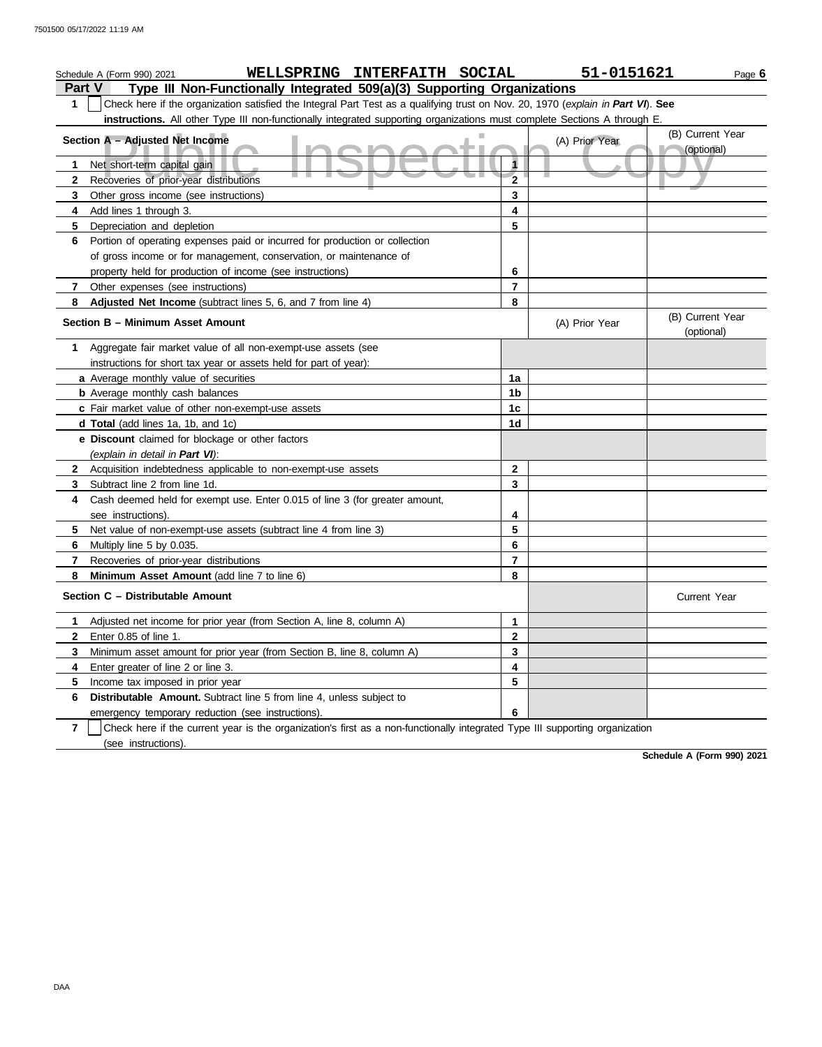Schedule A (Form 990) 2021 **WELLSPRING INTERFAITH SOCIAL** **51-0151621** Page **6**

## Part V — Type III Non-Functionally Integrated 509(a)(3) Supporting Organizations

**1** ☐ Check here if the organization satisfied the Integral Part Test as a qualifying trust on Nov. 20, 1970 (*explain in **Part VI***). **See instructions.** All other Type III non-functionally integrated supporting organizations must complete Sections A through E.

| **Section A – Adjusted Net Income** | | (A) Prior Year | (B) Current Year (optional) |
|---|---|---|---|
| **1** Net short-term capital gain | 1 | | |
| **2** Recoveries of prior-year distributions | 2 | | |
| **3** Other gross income (see instructions) | 3 | | |
| **4** Add lines 1 through 3. | 4 | | |
| **5** Depreciation and depletion | 5 | | |
| **6** Portion of operating expenses paid or incurred for production or collection of gross income or for management, conservation, or maintenance of property held for production of income (see instructions) | 6 | | |
| **7** Other expenses (see instructions) | 7 | | |
| **8** **Adjusted Net Income** (subtract lines 5, 6, and 7 from line 4) | 8 | | |

| **Section B – Minimum Asset Amount** | | (A) Prior Year | (B) Current Year (optional) |
|---|---|---|---|
| **1** Aggregate fair market value of all non-exempt-use assets (see instructions for short tax year or assets held for part of year): | | | |
| **a** Average monthly value of securities | 1a | | |
| **b** Average monthly cash balances | 1b | | |
| **c** Fair market value of other non-exempt-use assets | 1c | | |
| **d Total** (add lines 1a, 1b, and 1c) | 1d | | |
| **e Discount** claimed for blockage or other factors (*explain in detail in **Part VI***): | | | |
| **2** Acquisition indebtedness applicable to non-exempt-use assets | 2 | | |
| **3** Subtract line 2 from line 1d. | 3 | | |
| **4** Cash deemed held for exempt use. Enter 0.015 of line 3 (for greater amount, see instructions). | 4 | | |
| **5** Net value of non-exempt-use assets (subtract line 4 from line 3) | 5 | | |
| **6** Multiply line 5 by 0.035. | 6 | | |
| **7** Recoveries of prior-year distributions | 7 | | |
| **8** **Minimum Asset Amount** (add line 7 to line 6) | 8 | | |

| **Section C – Distributable Amount** | | | Current Year |
|---|---|---|---|
| **1** Adjusted net income for prior year (from Section A, line 8, column A) | 1 | | |
| **2** Enter 0.85 of line 1. | 2 | | |
| **3** Minimum asset amount for prior year (from Section B, line 8, column A) | 3 | | |
| **4** Enter greater of line 2 or line 3. | 4 | | |
| **5** Income tax imposed in prior year | 5 | | |
| **6** **Distributable Amount.** Subtract line 5 from line 4, unless subject to emergency temporary reduction (see instructions). | 6 | | |

**7** ☐ Check here if the current year is the organization's first as a non-functionally integrated Type III supporting organization (see instructions).

**Schedule A (Form 990) 2021**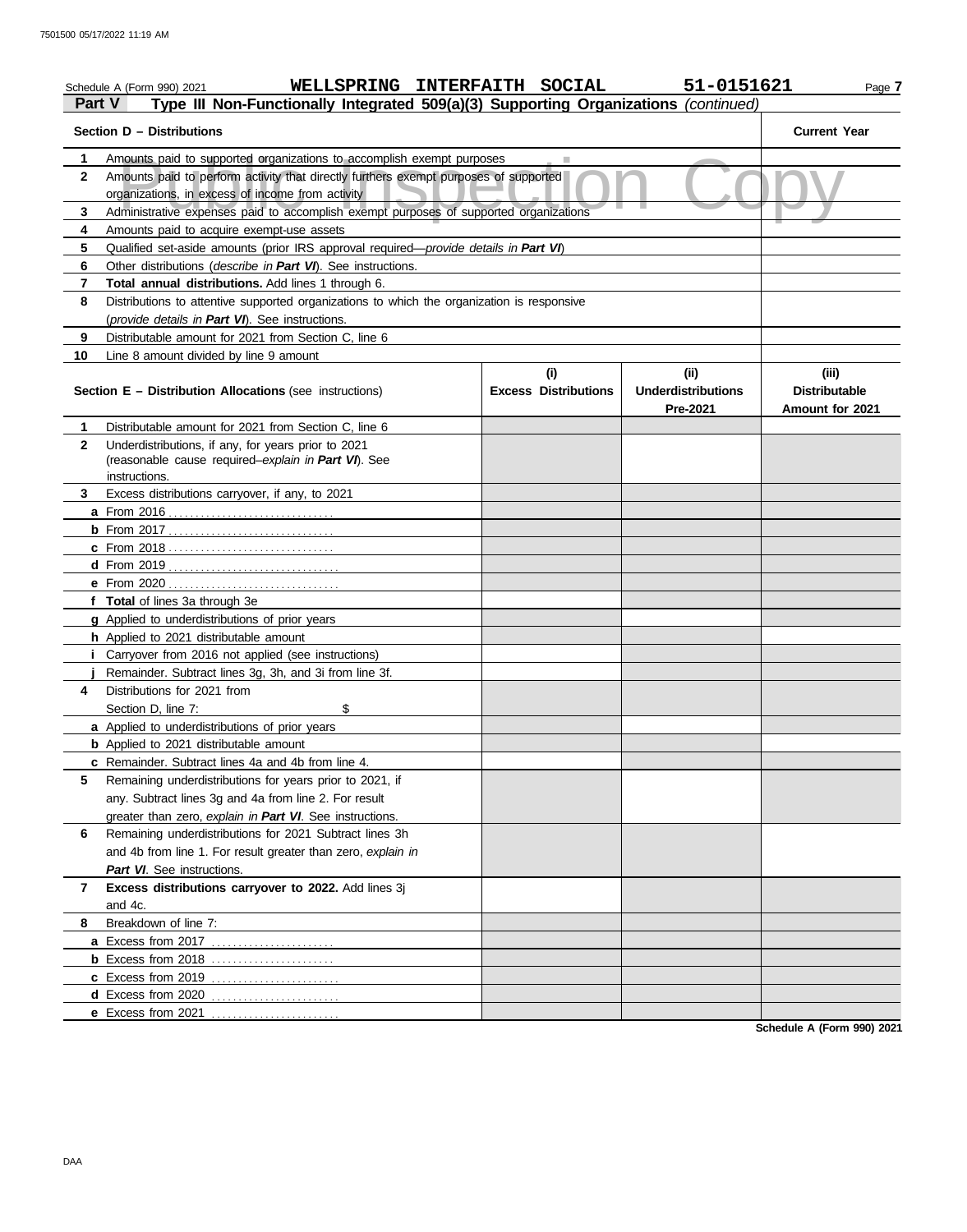Schedule A (Form 990) 2021 WELLSPRING INTERFAITH SOCIAL 51-0151621

## Part V Type III Non-Functionally Integrated 509(a)(3) Supporting Organizations *(continued)*

| Section D – Distributions | | Current Year |
|---|---|---|
| 1 | Amounts paid to supported organizations to accomplish exempt purposes | |
| 2 | Amounts paid to perform activity that directly furthers exempt purposes of supported organizations, in excess of income from activity | |
| 3 | Administrative expenses paid to accomplish exempt purposes of supported organizations | |
| 4 | Amounts paid to acquire exempt-use assets | |
| 5 | Qualified set-aside amounts (prior IRS approval required—*provide details in **Part VI***) | |
| 6 | Other distributions (*describe in **Part VI***). See instructions. | |
| 7 | **Total annual distributions.** Add lines 1 through 6. | |
| 8 | Distributions to attentive supported organizations to which the organization is responsive (*provide details in **Part VI***). See instructions. | |
| 9 | Distributable amount for 2021 from Section C, line 6 | |
| 10 | Line 8 amount divided by line 9 amount | |

| Section E – Distribution Allocations (see instructions) | (i) Excess Distributions | (ii) Underdistributions Pre-2021 | (iii) Distributable Amount for 2021 |
|---|---|---|---|
| **1** Distributable amount for 2021 from Section C, line 6 | | | |
| **2** Underdistributions, if any, for years prior to 2021 (reasonable cause required–*explain in **Part VI***). See instructions. | | | |
| **3** Excess distributions carryover, if any, to 2021 | | | |
| **a** From 2016 | | | |
| **b** From 2017 | | | |
| **c** From 2018 | | | |
| **d** From 2019 | | | |
| **e** From 2020 | | | |
| **f** **Total** of lines 3a through 3e | | | |
| **g** Applied to underdistributions of prior years | | | |
| **h** Applied to 2021 distributable amount | | | |
| **i** Carryover from 2016 not applied (see instructions) | | | |
| **j** Remainder. Subtract lines 3g, 3h, and 3i from line 3f. | | | |
| **4** Distributions for 2021 from Section D, line 7: $ | | | |
| **a** Applied to underdistributions of prior years | | | |
| **b** Applied to 2021 distributable amount | | | |
| **c** Remainder. Subtract lines 4a and 4b from line 4. | | | |
| **5** Remaining underdistributions for years prior to 2021, if any. Subtract lines 3g and 4a from line 2. For result greater than zero, *explain in **Part VI***. See instructions. | | | |
| **6** Remaining underdistributions for 2021 Subtract lines 3h and 4b from line 1. For result greater than zero, *explain in **Part VI***. See instructions. | | | |
| **7** **Excess distributions carryover to 2022.** Add lines 3j and 4c. | | | |
| **8** Breakdown of line 7: | | | |
| **a** Excess from 2017 | | | |
| **b** Excess from 2018 | | | |
| **c** Excess from 2019 | | | |
| **d** Excess from 2020 | | | |
| **e** Excess from 2021 | | | |

Schedule A (Form 990) 2021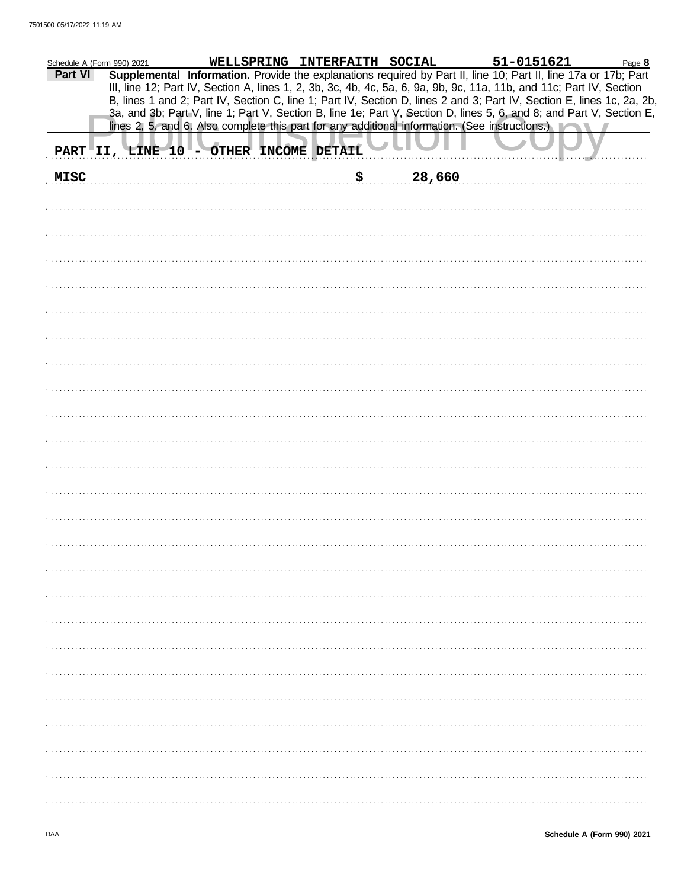Schedule A (Form 990) 2021 WELLSPRING INTERFAITH SOCIAL 51-0151621 Page **8**

**Part VI** **Supplemental Information.** Provide the explanations required by Part II, line 10; Part II, line 17a or 17b; Part III, line 12; Part IV, Section A, lines 1, 2, 3b, 3c, 4b, 4c, 5a, 6, 9a, 9b, 9c, 11a, 11b, and 11c; Part IV, Section B, lines 1 and 2; Part IV, Section C, line 1; Part IV, Section D, lines 2 and 3; Part IV, Section E, lines 1c, 2a, 2b, 3a, and 3b; Part V, line 1; Part V, Section B, line 1e; Part V, Section D, lines 5, 6, and 8; and Part V, Section E, lines 2, 5, and 6. Also complete this part for any additional information. (See instructions.)

**PART II, LINE 10 - OTHER INCOME DETAIL**

**MISC** **$ 28,660**

DAA **Schedule A (Form 990) 2021**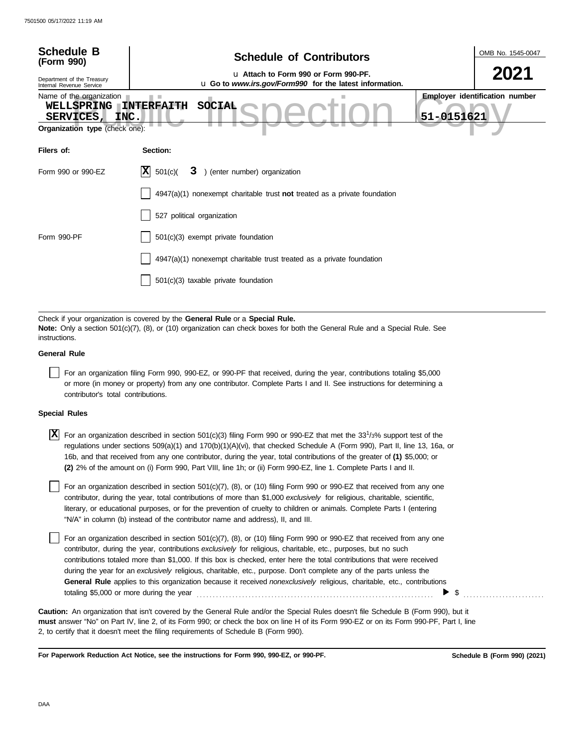# Schedule B (Form 990)

Department of the Treasury
Internal Revenue Service

## Schedule of Contributors

u Attach to Form 990 or Form 990-PF.
u Go to *www.irs.gov/Form990* for the latest information.

OMB No. 1545-0047

**2021**

Name of the organization: WELLSPRING INTERFAITH SOCIAL SERVICES, INC.

**Employer identification number**: 51-0151621

**Organization type** (check one):

| **Filers of:** | **Section:** |
|---|---|
| Form 990 or 990-EZ | [X] 501(c)( 3 ) (enter number) organization |
| | [ ] 4947(a)(1) nonexempt charitable trust **not** treated as a private foundation |
| | [ ] 527 political organization |
| Form 990-PF | [ ] 501(c)(3) exempt private foundation |
| | [ ] 4947(a)(1) nonexempt charitable trust treated as a private foundation |
| | [ ] 501(c)(3) taxable private foundation |

Check if your organization is covered by the **General Rule** or a **Special Rule.**
**Note:** Only a section 501(c)(7), (8), or (10) organization can check boxes for both the General Rule and a Special Rule. See instructions.

### General Rule

[ ] For an organization filing Form 990, 990-EZ, or 990-PF that received, during the year, contributions totaling $5,000 or more (in money or property) from any one contributor. Complete Parts I and II. See instructions for determining a contributor's total contributions.

### Special Rules

[X] For an organization described in section 501(c)(3) filing Form 990 or 990-EZ that met the $33^{1}/_{3}$% support test of the regulations under sections 509(a)(1) and 170(b)(1)(A)(vi), that checked Schedule A (Form 990), Part II, line 13, 16a, or 16b, and that received from any one contributor, during the year, total contributions of the greater of **(1)** $5,000; or **(2)** 2% of the amount on (i) Form 990, Part VIII, line 1h; or (ii) Form 990-EZ, line 1. Complete Parts I and II.

[ ] For an organization described in section 501(c)(7), (8), or (10) filing Form 990 or 990-EZ that received from any one contributor, during the year, total contributions of more than $1,000 *exclusively* for religious, charitable, scientific, literary, or educational purposes, or for the prevention of cruelty to children or animals. Complete Parts I (entering "N/A" in column (b) instead of the contributor name and address), II, and III.

[ ] For an organization described in section 501(c)(7), (8), or (10) filing Form 990 or 990-EZ that received from any one contributor, during the year, contributions *exclusively* for religious, charitable, etc., purposes, but no such contributions totaled more than $1,000. If this box is checked, enter here the total contributions that were received during the year for an *exclusively* religious, charitable, etc., purpose. Don't complete any of the parts unless the **General Rule** applies to this organization because it received *nonexclusively* religious, charitable, etc., contributions totaling $5,000 or more during the year . . . . . . . . . . ▶ $ . . . . . . . . . .

**Caution:** An organization that isn't covered by the General Rule and/or the Special Rules doesn't file Schedule B (Form 990), but it **must** answer "No" on Part IV, line 2, of its Form 990; or check the box on line H of its Form 990-EZ or on its Form 990-PF, Part I, line 2, to certify that it doesn't meet the filing requirements of Schedule B (Form 990).

**For Paperwork Reduction Act Notice, see the instructions for Form 990, 990-EZ, or 990-PF.** **Schedule B (Form 990) (2021)**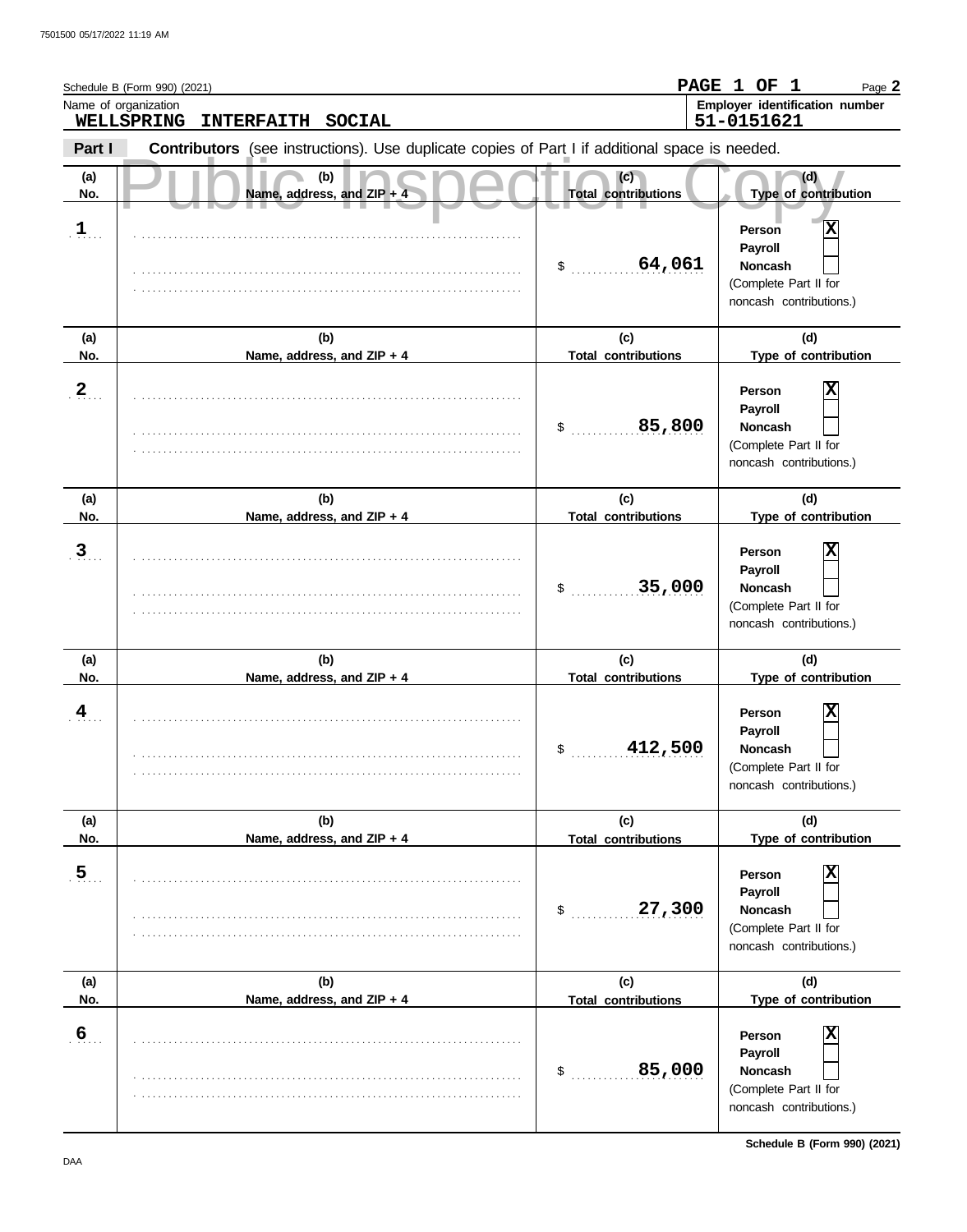Schedule B (Form 990) (2021) **PAGE 1 OF 1** Page **2**

Name of organization: **WELLSPRING INTERFAITH SOCIAL**

Employer identification number: **51-0151621**

**Part I** **Contributors** (see instructions). Use duplicate copies of Part I if additional space is needed.

Public Inspection Copy

| (a) No. | (b) Name, address, and ZIP + 4 | (c) Total contributions | (d) Type of contribution |
|---|---|---|---|
| 1 | | $ 64,061 | Person [X] Payroll [ ] Noncash [ ] (Complete Part II for noncash contributions.) |
| 2 | | $ 85,800 | Person [X] Payroll [ ] Noncash [ ] (Complete Part II for noncash contributions.) |
| 3 | | $ 35,000 | Person [X] Payroll [ ] Noncash [ ] (Complete Part II for noncash contributions.) |
| 4 | | $ 412,500 | Person [X] Payroll [ ] Noncash [ ] (Complete Part II for noncash contributions.) |
| 5 | | $ 27,300 | Person [X] Payroll [ ] Noncash [ ] (Complete Part II for noncash contributions.) |
| 6 | | $ 85,000 | Person [X] Payroll [ ] Noncash [ ] (Complete Part II for noncash contributions.) |

Schedule B (Form 990) (2021)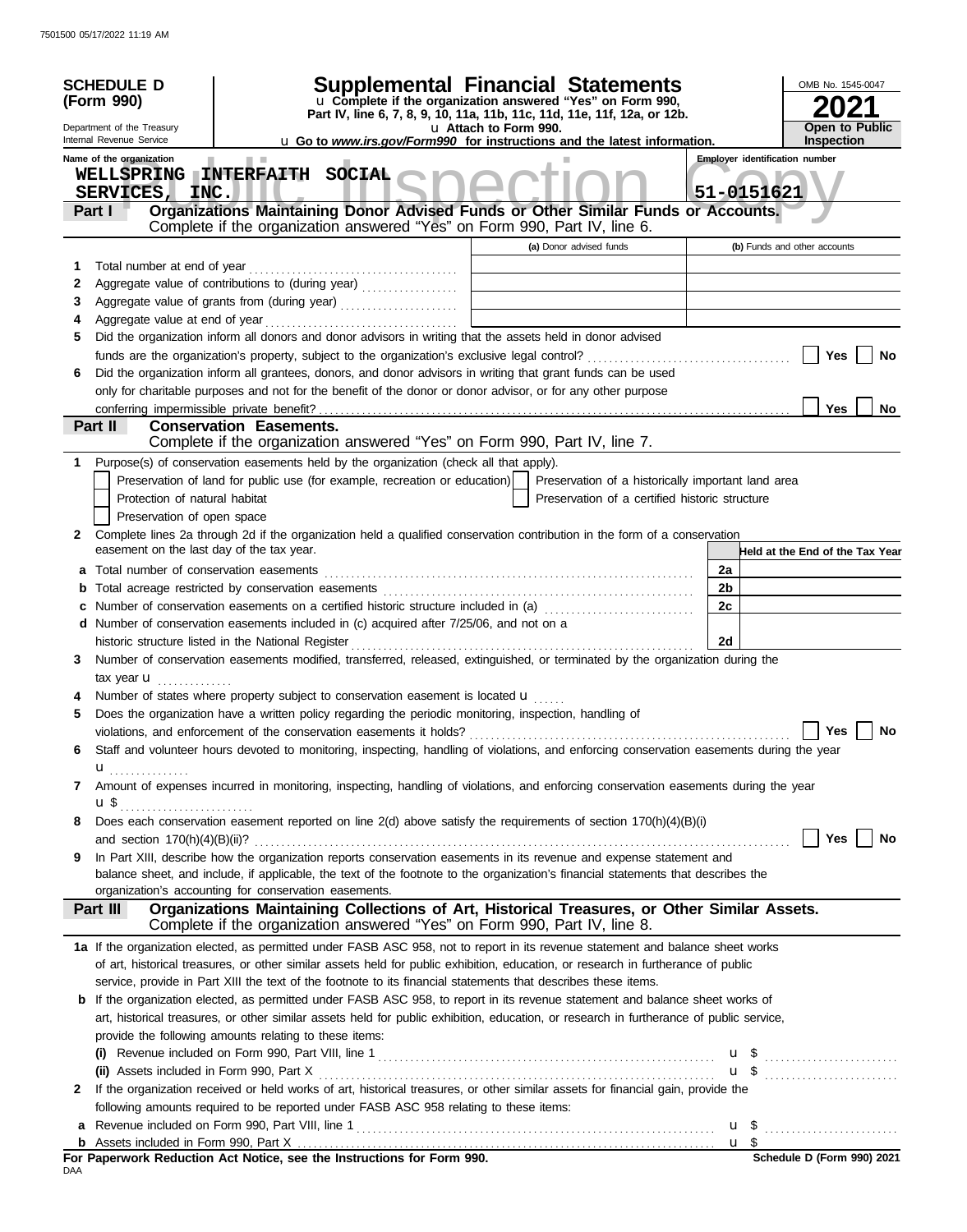**SCHEDULE D (Form 990)**

Department of the Treasury
Internal Revenue Service

# Supplemental Financial Statements

u Complete if the organization answered "Yes" on Form 990, Part IV, line 6, 7, 8, 9, 10, 11a, 11b, 11c, 11d, 11e, 11f, 12a, or 12b.

u Attach to Form 990.

u Go to *www.irs.gov/Form990* for instructions and the latest information.

OMB No. 1545-0047

**2021**

**Open to Public Inspection**

Name of the organization: WELLSPRING INTERFAITH SOCIAL SERVICES, INC.

Employer identification number: 51-0151621

## Part I Organizations Maintaining Donor Advised Funds or Other Similar Funds or Accounts.

Complete if the organization answered "Yes" on Form 990, Part IV, line 6.

| | | (a) Donor advised funds | (b) Funds and other accounts |
|---|---|---|---|
| 1 | Total number at end of year | | |
| 2 | Aggregate value of contributions to (during year) | | |
| 3 | Aggregate value of grants from (during year) | | |
| 4 | Aggregate value at end of year | | |

5 Did the organization inform all donors and donor advisors in writing that the assets held in donor advised funds are the organization's property, subject to the organization's exclusive legal control? ☐ Yes ☐ No

6 Did the organization inform all grantees, donors, and donor advisors in writing that grant funds can be used only for charitable purposes and not for the benefit of the donor or donor advisor, or for any other purpose conferring impermissible private benefit? ☐ Yes ☐ No

## Part II Conservation Easements.

Complete if the organization answered "Yes" on Form 990, Part IV, line 7.

1 Purpose(s) of conservation easements held by the organization (check all that apply).

- ☐ Preservation of land for public use (for example, recreation or education)
- ☐ Protection of natural habitat
- ☐ Preservation of open space
- ☐ Preservation of a historically important land area
- ☐ Preservation of a certified historic structure

2 Complete lines 2a through 2d if the organization held a qualified conservation contribution in the form of a conservation easement on the last day of the tax year.

| | | | Held at the End of the Tax Year |
|---|---|---|---|
| a | Total number of conservation easements | 2a | |
| b | Total acreage restricted by conservation easements | 2b | |
| c | Number of conservation easements on a certified historic structure included in (a) | 2c | |
| d | Number of conservation easements included in (c) acquired after 7/25/06, and not on a historic structure listed in the National Register | 2d | |

3 Number of conservation easements modified, transferred, released, extinguished, or terminated by the organization during the tax year u

4 Number of states where property subject to conservation easement is located u

5 Does the organization have a written policy regarding the periodic monitoring, inspection, handling of violations, and enforcement of the conservation easements it holds? ☐ Yes ☐ No

6 Staff and volunteer hours devoted to monitoring, inspecting, handling of violations, and enforcing conservation easements during the year u

7 Amount of expenses incurred in monitoring, inspecting, handling of violations, and enforcing conservation easements during the year u $

8 Does each conservation easement reported on line 2(d) above satisfy the requirements of section 170(h)(4)(B)(i) and section 170(h)(4)(B)(ii)? ☐ Yes ☐ No

9 In Part XIII, describe how the organization reports conservation easements in its revenue and expense statement and balance sheet, and include, if applicable, the text of the footnote to the organization's financial statements that describes the organization's accounting for conservation easements.

## Part III Organizations Maintaining Collections of Art, Historical Treasures, or Other Similar Assets.

Complete if the organization answered "Yes" on Form 990, Part IV, line 8.

1a If the organization elected, as permitted under FASB ASC 958, not to report in its revenue statement and balance sheet works of art, historical treasures, or other similar assets held for public exhibition, education, or research in furtherance of public service, provide in Part XIII the text of the footnote to its financial statements that describes these items.

b If the organization elected, as permitted under FASB ASC 958, to report in its revenue statement and balance sheet works of art, historical treasures, or other similar assets held for public exhibition, education, or research in furtherance of public service, provide the following amounts relating to these items:

(i) Revenue included on Form 990, Part VIII, line 1 u $

(ii) Assets included in Form 990, Part X u $

2 If the organization received or held works of art, historical treasures, or other similar assets for financial gain, provide the following amounts required to be reported under FASB ASC 958 relating to these items:

a Revenue included on Form 990, Part VIII, line 1 u $

b Assets included in Form 990, Part X u $

**For Paperwork Reduction Act Notice, see the Instructions for Form 990.**

DAA

**Schedule D (Form 990) 2021**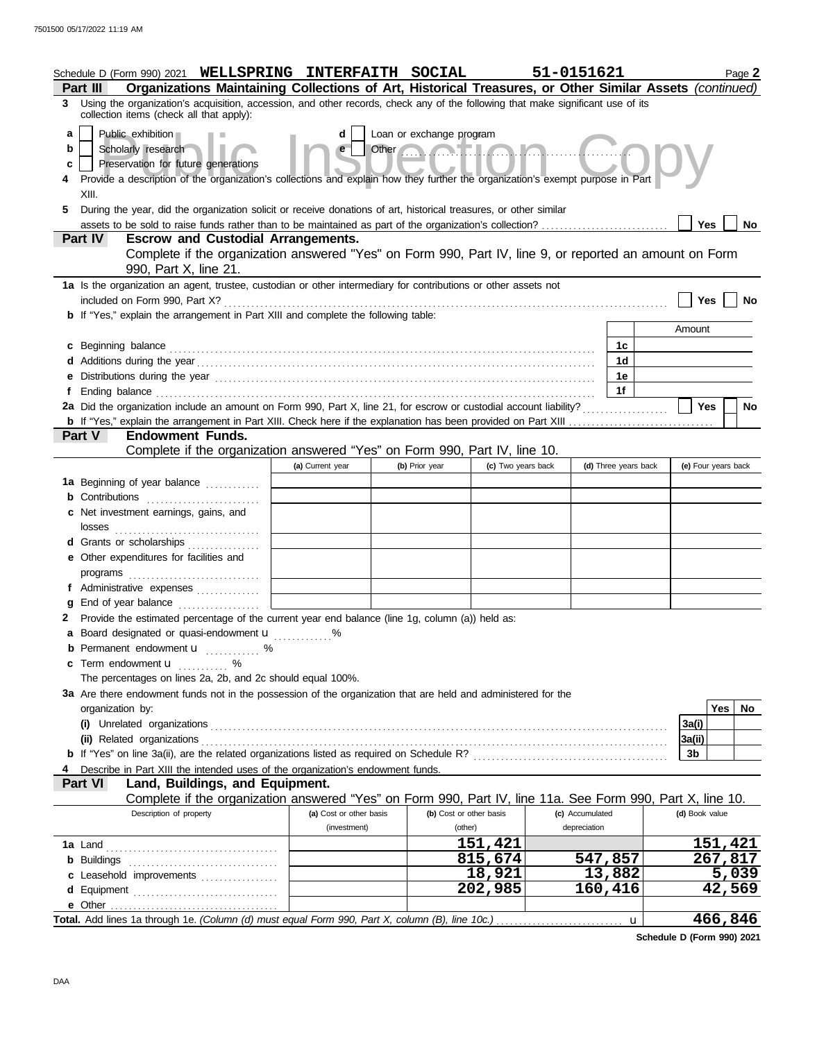Schedule D (Form 990) 2021 **WELLSPRING INTERFAITH SOCIAL** **51-0151621** Page **2**

**Part III** **Organizations Maintaining Collections of Art, Historical Treasures, or Other Similar Assets** *(continued)*

**3** Using the organization's acquisition, accession, and other records, check any of the following that make significant use of its collection items (check all that apply):

- **a** ☐ Public exhibition
- **b** ☐ Scholarly research
- **c** ☐ Preservation for future generations
- **d** ☐ Loan or exchange program
- **e** ☐ Other

**4** Provide a description of the organization's collections and explain how they further the organization's exempt purpose in Part XIII.

**5** During the year, did the organization solicit or receive donations of art, historical treasures, or other similar assets to be sold to raise funds rather than to be maintained as part of the organization's collection? ☐ Yes ☐ No

**Part IV** **Escrow and Custodial Arrangements.**
Complete if the organization answered "Yes" on Form 990, Part IV, line 9, or reported an amount on Form 990, Part X, line 21.

**1a** Is the organization an agent, trustee, custodian or other intermediary for contributions or other assets not included on Form 990, Part X? ☐ Yes ☐ No

**b** If "Yes," explain the arrangement in Part XIII and complete the following table:

| | | Amount |
|---|---|---|
| **c** Beginning balance | 1c | |
| **d** Additions during the year | 1d | |
| **e** Distributions during the year | 1e | |
| **f** Ending balance | 1f | |

**2a** Did the organization include an amount on Form 990, Part X, line 21, for escrow or custodial account liability? ☐ Yes ☐ No

**b** If "Yes," explain the arrangement in Part XIII. Check here if the explanation has been provided on Part XIII ☐

**Part V** **Endowment Funds.**
Complete if the organization answered "Yes" on Form 990, Part IV, line 10.

| | (a) Current year | (b) Prior year | (c) Two years back | (d) Three years back | (e) Four years back |
|---|---|---|---|---|---|
| **1a** Beginning of year balance | | | | | |
| **b** Contributions | | | | | |
| **c** Net investment earnings, gains, and losses | | | | | |
| **d** Grants or scholarships | | | | | |
| **e** Other expenditures for facilities and programs | | | | | |
| **f** Administrative expenses | | | | | |
| **g** End of year balance | | | | | |

**2** Provide the estimated percentage of the current year end balance (line 1g, column (a)) held as:

- **a** Board designated or quasi-endowment u ........ %
- **b** Permanent endowment u ........ %
- **c** Term endowment u ........ %

The percentages on lines 2a, 2b, and 2c should equal 100%.

**3a** Are there endowment funds not in the possession of the organization that are held and administered for the organization by:

| | | Yes | No |
|---|---|---|---|
| **(i)** Unrelated organizations | 3a(i) | | |
| **(ii)** Related organizations | 3a(ii) | | |
| **b** If "Yes" on line 3a(ii), are the related organizations listed as required on Schedule R? | 3b | | |

**4** Describe in Part XIII the intended uses of the organization's endowment funds.

**Part VI** **Land, Buildings, and Equipment.**
Complete if the organization answered "Yes" on Form 990, Part IV, line 11a. See Form 990, Part X, line 10.

| Description of property | (a) Cost or other basis (investment) | (b) Cost or other basis (other) | (c) Accumulated depreciation | (d) Book value |
|---|---|---|---|---|
| **1a** Land | | 151,421 | | 151,421 |
| **b** Buildings | | 815,674 | 547,857 | 267,817 |
| **c** Leasehold improvements | | 18,921 | 13,882 | 5,039 |
| **d** Equipment | | 202,985 | 160,416 | 42,569 |
| **e** Other | | | | |
| **Total.** Add lines 1a through 1e. *(Column (d) must equal Form 990, Part X, column (B), line 10c.)* u | | | | 466,846 |

**Schedule D (Form 990) 2021**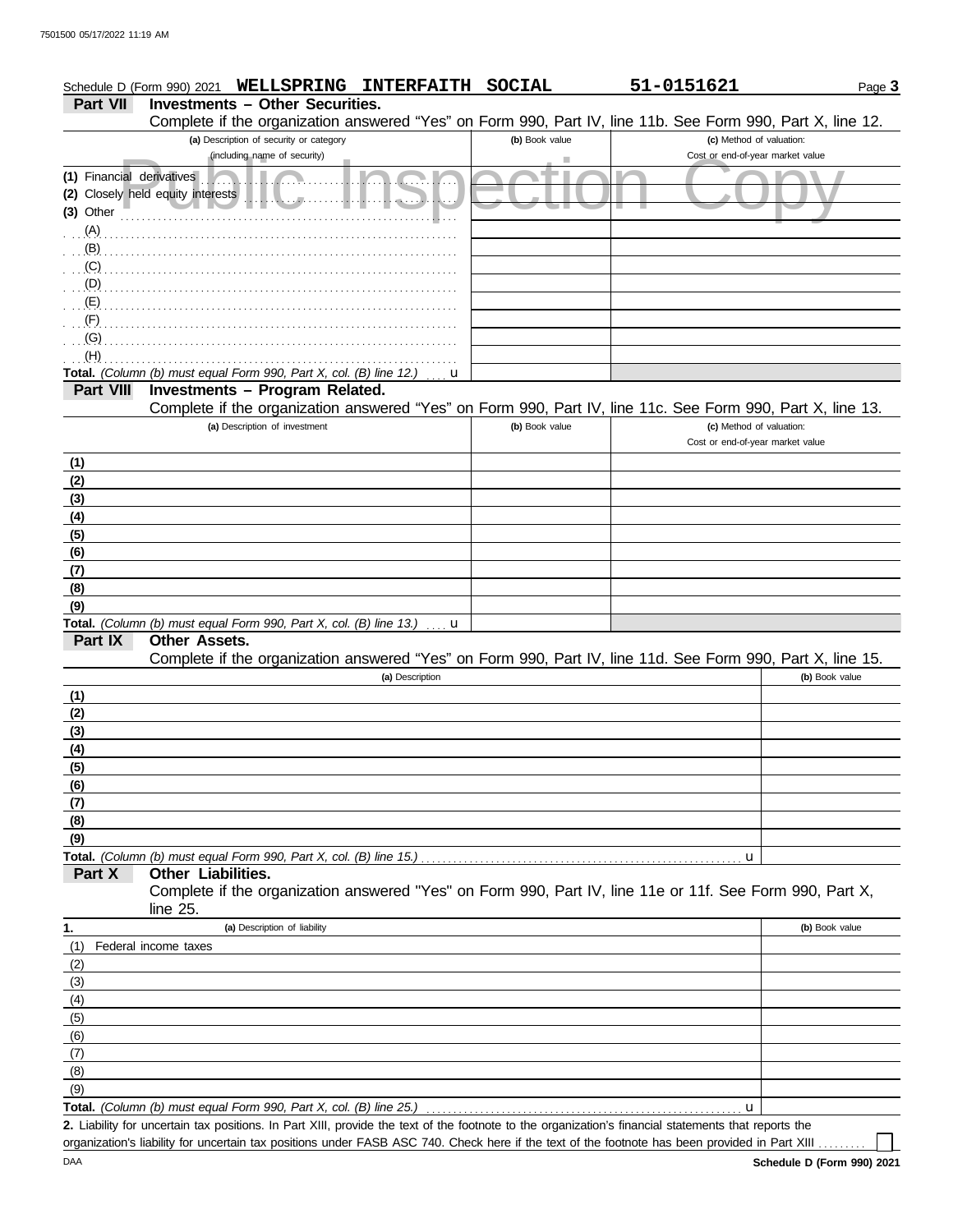Schedule D (Form 990) 2021 **WELLSPRING INTERFAITH SOCIAL** **51-0151621** Page **3**

## Part VII Investments – Other Securities.

Complete if the organization answered "Yes" on Form 990, Part IV, line 11b. See Form 990, Part X, line 12.

| (a) Description of security or category (including name of security) | (b) Book value | (c) Method of valuation: Cost or end-of-year market value |
|---|---|---|
| (1) Financial derivatives | | |
| (2) Closely held equity interests | | |
| (3) Other | | |
| (A) | | |
| (B) | | |
| (C) | | |
| (D) | | |
| (E) | | |
| (F) | | |
| (G) | | |
| (H) | | |
| **Total.** *(Column (b) must equal Form 990, Part X, col. (B) line 12.)* u | | |

## Part VIII Investments – Program Related.

Complete if the organization answered "Yes" on Form 990, Part IV, line 11c. See Form 990, Part X, line 13.

| (a) Description of investment | (b) Book value | (c) Method of valuation: Cost or end-of-year market value |
|---|---|---|
| (1) | | |
| (2) | | |
| (3) | | |
| (4) | | |
| (5) | | |
| (6) | | |
| (7) | | |
| (8) | | |
| (9) | | |
| **Total.** *(Column (b) must equal Form 990, Part X, col. (B) line 13.)* u | | |

## Part IX Other Assets.

Complete if the organization answered "Yes" on Form 990, Part IV, line 11d. See Form 990, Part X, line 15.

| (a) Description | (b) Book value |
|---|---|
| (1) | |
| (2) | |
| (3) | |
| (4) | |
| (5) | |
| (6) | |
| (7) | |
| (8) | |
| (9) | |
| **Total.** *(Column (b) must equal Form 990, Part X, col. (B) line 15.)* u | |

## Part X Other Liabilities.

Complete if the organization answered "Yes" on Form 990, Part IV, line 11e or 11f. See Form 990, Part X, line 25.

| 1. (a) Description of liability | (b) Book value |
|---|---|
| (1) Federal income taxes | |
| (2) | |
| (3) | |
| (4) | |
| (5) | |
| (6) | |
| (7) | |
| (8) | |
| (9) | |
| **Total.** *(Column (b) must equal Form 990, Part X, col. (B) line 25.)* u | |

**2.** Liability for uncertain tax positions. In Part XIII, provide the text of the footnote to the organization's financial statements that reports the organization's liability for uncertain tax positions under FASB ASC 740. Check here if the text of the footnote has been provided in Part XIII ☐

DAA **Schedule D (Form 990) 2021**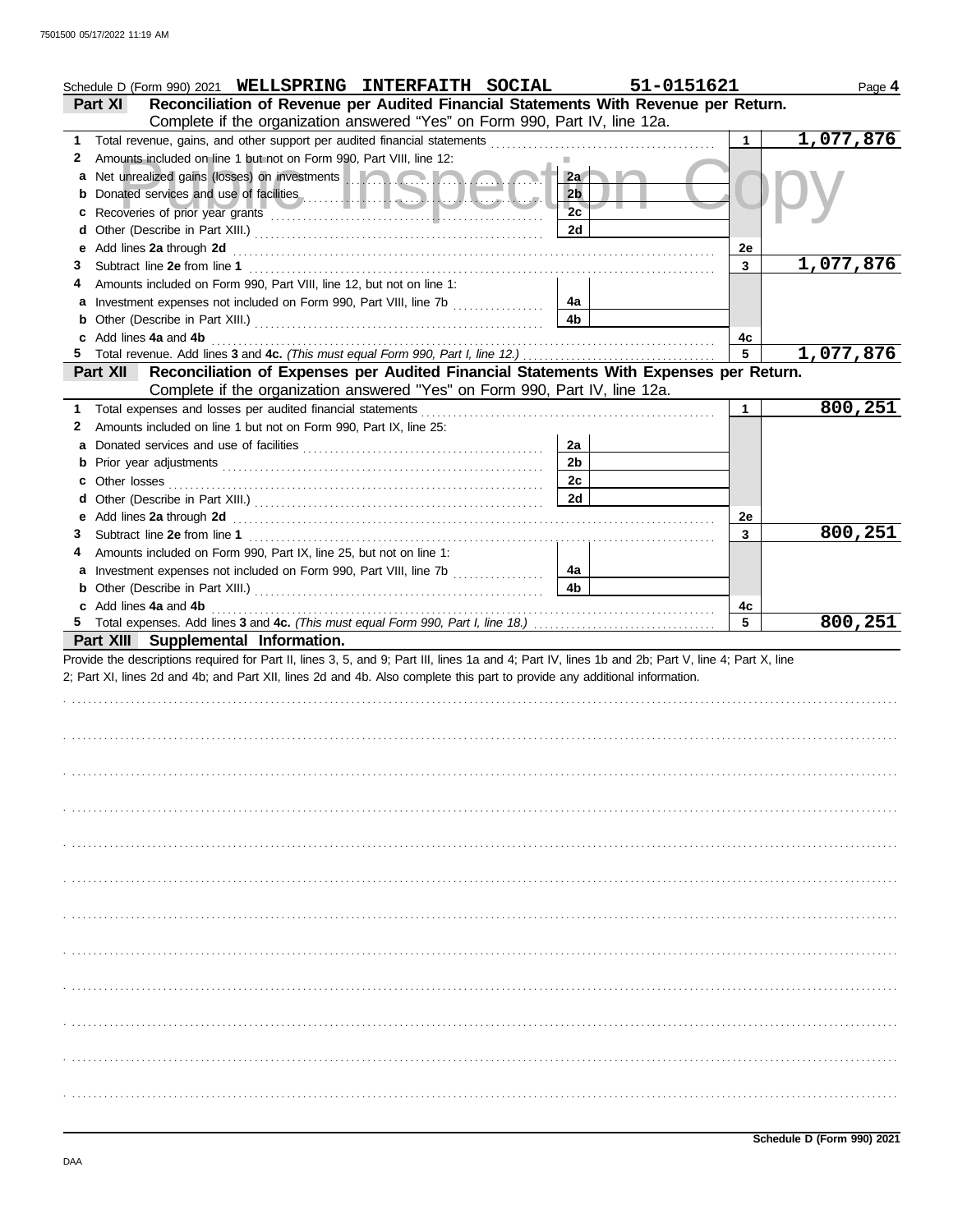Schedule D (Form 990) 2021 **WELLSPRING INTERFAITH SOCIAL** **51-0151621** Page **4**

## Part XI Reconciliation of Revenue per Audited Financial Statements With Revenue per Return.

Complete if the organization answered "Yes" on Form 990, Part IV, line 12a.

| | | | | | |
|---|---|---|---|---|---|
| **1** | Total revenue, gains, and other support per audited financial statements | | | 1 | 1,077,876 |
| **2** | Amounts included on line 1 but not on Form 990, Part VIII, line 12: | | | | |
| **a** | Net unrealized gains (losses) on investments | 2a | | | |
| **b** | Donated services and use of facilities | 2b | | | |
| **c** | Recoveries of prior year grants | 2c | | | |
| **d** | Other (Describe in Part XIII.) | 2d | | | |
| **e** | Add lines **2a** through **2d** | | | 2e | |
| **3** | Subtract line **2e** from line **1** | | | 3 | 1,077,876 |
| **4** | Amounts included on Form 990, Part VIII, line 12, but not on line 1: | | | | |
| **a** | Investment expenses not included on Form 990, Part VIII, line 7b | 4a | | | |
| **b** | Other (Describe in Part XIII.) | 4b | | | |
| **c** | Add lines **4a** and **4b** | | | 4c | |
| **5** | Total revenue. Add lines **3** and **4c.** *(This must equal Form 990, Part I, line 12.)* | | | 5 | 1,077,876 |

## Part XII Reconciliation of Expenses per Audited Financial Statements With Expenses per Return.

Complete if the organization answered "Yes" on Form 990, Part IV, line 12a.

| | | | | | |
|---|---|---|---|---|---|
| **1** | Total expenses and losses per audited financial statements | | | 1 | 800,251 |
| **2** | Amounts included on line 1 but not on Form 990, Part IX, line 25: | | | | |
| **a** | Donated services and use of facilities | 2a | | | |
| **b** | Prior year adjustments | 2b | | | |
| **c** | Other losses | 2c | | | |
| **d** | Other (Describe in Part XIII.) | 2d | | | |
| **e** | Add lines **2a** through **2d** | | | 2e | |
| **3** | Subtract line **2e** from line **1** | | | 3 | 800,251 |
| **4** | Amounts included on Form 990, Part IX, line 25, but not on line 1: | | | | |
| **a** | Investment expenses not included on Form 990, Part VIII, line 7b | 4a | | | |
| **b** | Other (Describe in Part XIII.) | 4b | | | |
| **c** | Add lines **4a** and **4b** | | | 4c | |
| **5** | Total expenses. Add lines **3** and **4c.** *(This must equal Form 990, Part I, line 18.)* | | | 5 | 800,251 |

## Part XIII Supplemental Information.

Provide the descriptions required for Part II, lines 3, 5, and 9; Part III, lines 1a and 4; Part IV, lines 1b and 2b; Part V, line 4; Part X, line 2; Part XI, lines 2d and 4b; and Part XII, lines 2d and 4b. Also complete this part to provide any additional information.

Schedule D (Form 990) 2021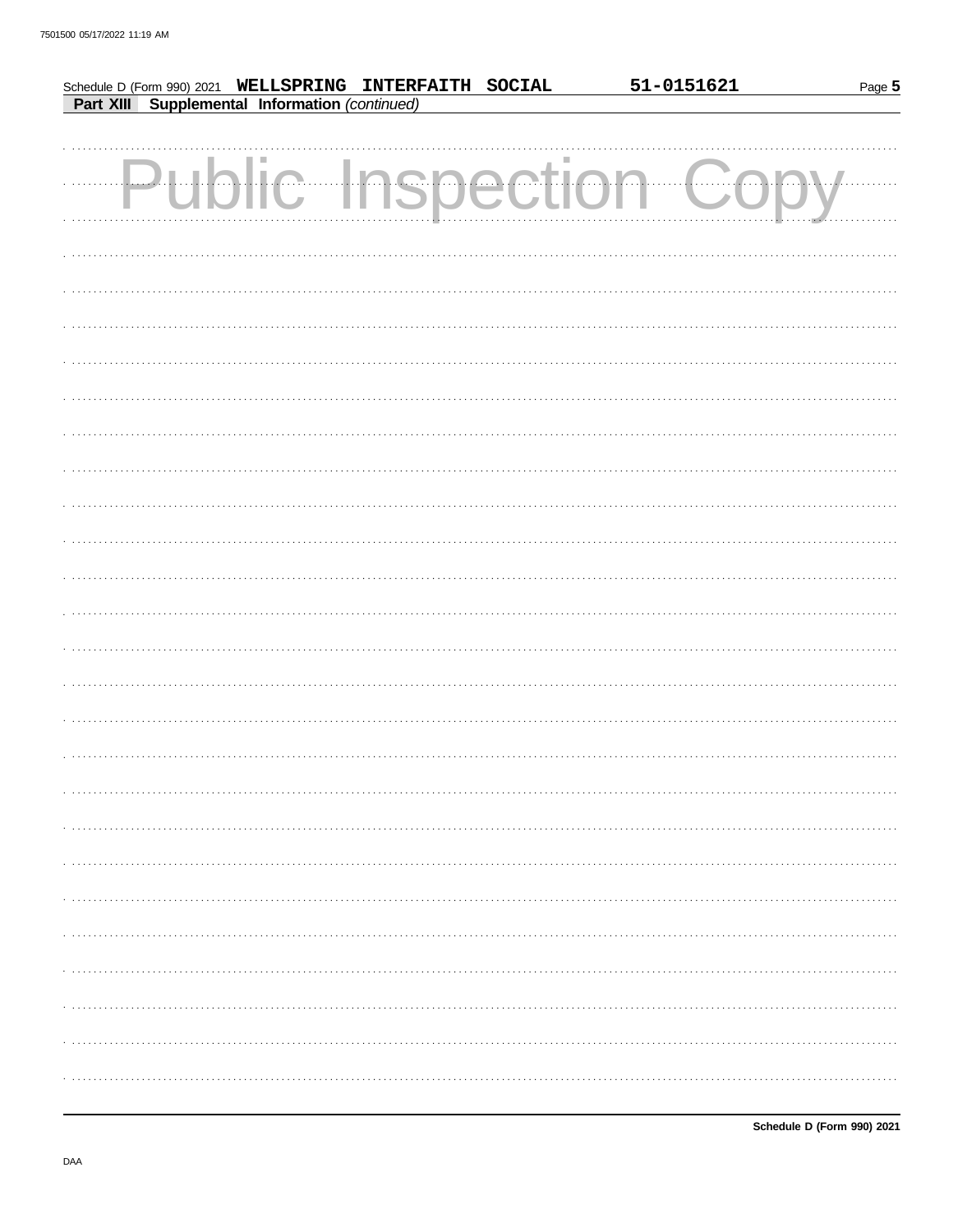Schedule D (Form 990) 2021 WELLSPRING INTERFAITH SOCIAL 51-0151621

**Part XIII Supplemental Information** *(continued)*

Public Inspection Copy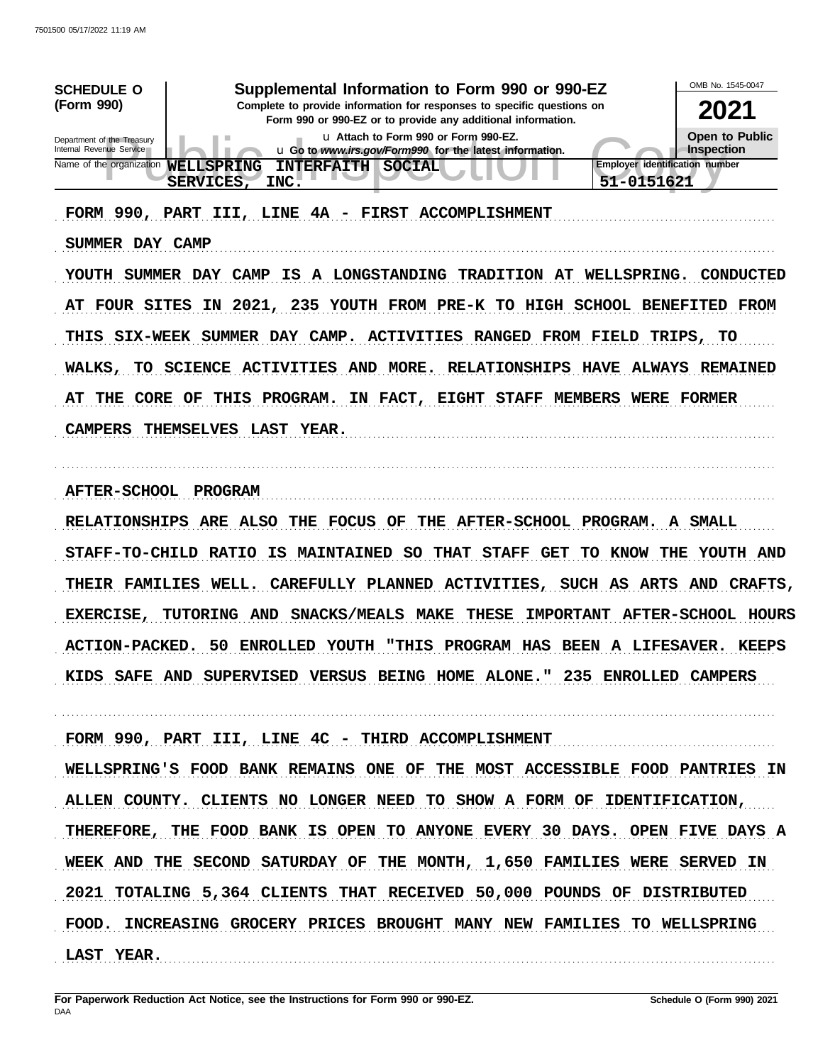7501500 05/17/2022 11:19 AM

| SCHEDULE O (Form 990) | Supplemental Information to Form 990 or 990-EZ | OMB No. 1545-0047 |
|---|---|---|
| Department of the Treasury Internal Revenue Service | Complete to provide information for responses to specific questions on Form 990 or 990-EZ or to provide any additional information. u Attach to Form 990 or Form 990-EZ. u Go to *www.irs.gov/Form990* for the latest information. | **2021** Open to Public Inspection |
| Name of the organization | WELLSPRING INTERFAITH SOCIAL SERVICES, INC. | Employer identification number 51-0151621 |

FORM 990, PART III, LINE 4A - FIRST ACCOMPLISHMENT

SUMMER DAY CAMP

YOUTH SUMMER DAY CAMP IS A LONGSTANDING TRADITION AT WELLSPRING. CONDUCTED AT FOUR SITES IN 2021, 235 YOUTH FROM PRE-K TO HIGH SCHOOL BENEFITED FROM THIS SIX-WEEK SUMMER DAY CAMP. ACTIVITIES RANGED FROM FIELD TRIPS, TO WALKS, TO SCIENCE ACTIVITIES AND MORE. RELATIONSHIPS HAVE ALWAYS REMAINED AT THE CORE OF THIS PROGRAM. IN FACT, EIGHT STAFF MEMBERS WERE FORMER CAMPERS THEMSELVES LAST YEAR.

AFTER-SCHOOL PROGRAM

RELATIONSHIPS ARE ALSO THE FOCUS OF THE AFTER-SCHOOL PROGRAM. A SMALL STAFF-TO-CHILD RATIO IS MAINTAINED SO THAT STAFF GET TO KNOW THE YOUTH AND THEIR FAMILIES WELL. CAREFULLY PLANNED ACTIVITIES, SUCH AS ARTS AND CRAFTS, EXERCISE, TUTORING AND SNACKS/MEALS MAKE THESE IMPORTANT AFTER-SCHOOL HOURS ACTION-PACKED. 50 ENROLLED YOUTH "THIS PROGRAM HAS BEEN A LIFESAVER. KEEPS KIDS SAFE AND SUPERVISED VERSUS BEING HOME ALONE." 235 ENROLLED CAMPERS

FORM 990, PART III, LINE 4C - THIRD ACCOMPLISHMENT

WELLSPRING'S FOOD BANK REMAINS ONE OF THE MOST ACCESSIBLE FOOD PANTRIES IN ALLEN COUNTY. CLIENTS NO LONGER NEED TO SHOW A FORM OF IDENTIFICATION, THEREFORE, THE FOOD BANK IS OPEN TO ANYONE EVERY 30 DAYS. OPEN FIVE DAYS A WEEK AND THE SECOND SATURDAY OF THE MONTH, 1,650 FAMILIES WERE SERVED IN 2021 TOTALING 5,364 CLIENTS THAT RECEIVED 50,000 POUNDS OF DISTRIBUTED FOOD. INCREASING GROCERY PRICES BROUGHT MANY NEW FAMILIES TO WELLSPRING LAST YEAR.

**For Paperwork Reduction Act Notice, see the Instructions for Form 990 or 990-EZ.** DAA **Schedule O (Form 990) 2021**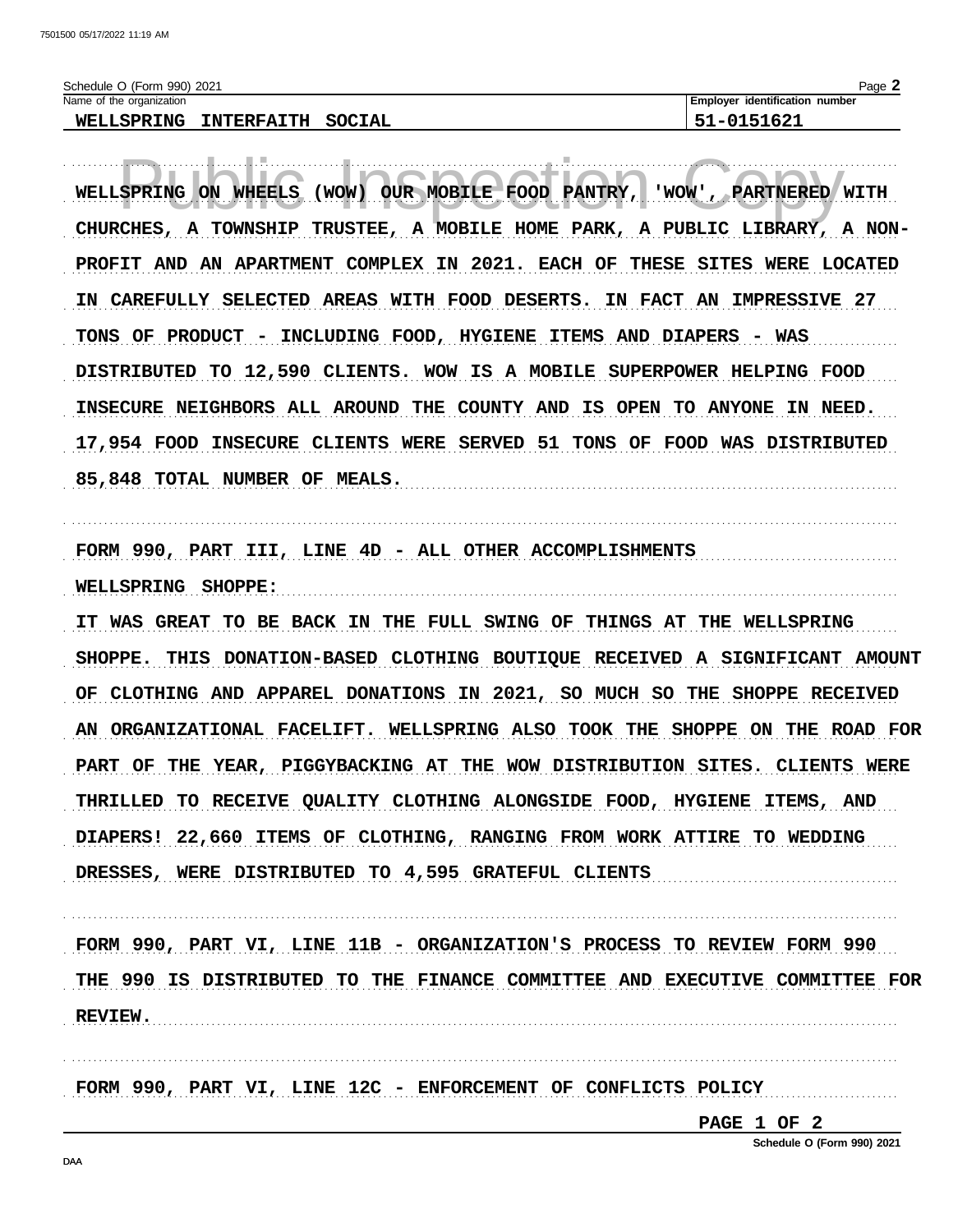Schedule O (Form 990) 2021

Name of the organization: WELLSPRING INTERFAITH SOCIAL

Employer identification number: 51-0151621

WELLSPRING ON WHEELS (WOW) OUR MOBILE FOOD PANTRY, 'WOW', PARTNERED WITH CHURCHES, A TOWNSHIP TRUSTEE, A MOBILE HOME PARK, A PUBLIC LIBRARY, A NON-PROFIT AND AN APARTMENT COMPLEX IN 2021. EACH OF THESE SITES WERE LOCATED IN CAREFULLY SELECTED AREAS WITH FOOD DESERTS. IN FACT AN IMPRESSIVE 27 TONS OF PRODUCT - INCLUDING FOOD, HYGIENE ITEMS AND DIAPERS - WAS DISTRIBUTED TO 12,590 CLIENTS. WOW IS A MOBILE SUPERPOWER HELPING FOOD INSECURE NEIGHBORS ALL AROUND THE COUNTY AND IS OPEN TO ANYONE IN NEED. 17,954 FOOD INSECURE CLIENTS WERE SERVED 51 TONS OF FOOD WAS DISTRIBUTED 85,848 TOTAL NUMBER OF MEALS.

FORM 990, PART III, LINE 4D - ALL OTHER ACCOMPLISHMENTS

WELLSPRING SHOPPE:

IT WAS GREAT TO BE BACK IN THE FULL SWING OF THINGS AT THE WELLSPRING SHOPPE. THIS DONATION-BASED CLOTHING BOUTIQUE RECEIVED A SIGNIFICANT AMOUNT OF CLOTHING AND APPAREL DONATIONS IN 2021, SO MUCH SO THE SHOPPE RECEIVED AN ORGANIZATIONAL FACELIFT. WELLSPRING ALSO TOOK THE SHOPPE ON THE ROAD FOR PART OF THE YEAR, PIGGYBACKING AT THE WOW DISTRIBUTION SITES. CLIENTS WERE THRILLED TO RECEIVE QUALITY CLOTHING ALONGSIDE FOOD, HYGIENE ITEMS, AND DIAPERS! 22,660 ITEMS OF CLOTHING, RANGING FROM WORK ATTIRE TO WEDDING DRESSES, WERE DISTRIBUTED TO 4,595 GRATEFUL CLIENTS

FORM 990, PART VI, LINE 11B - ORGANIZATION'S PROCESS TO REVIEW FORM 990

THE 990 IS DISTRIBUTED TO THE FINANCE COMMITTEE AND EXECUTIVE COMMITTEE FOR REVIEW.

FORM 990, PART VI, LINE 12C - ENFORCEMENT OF CONFLICTS POLICY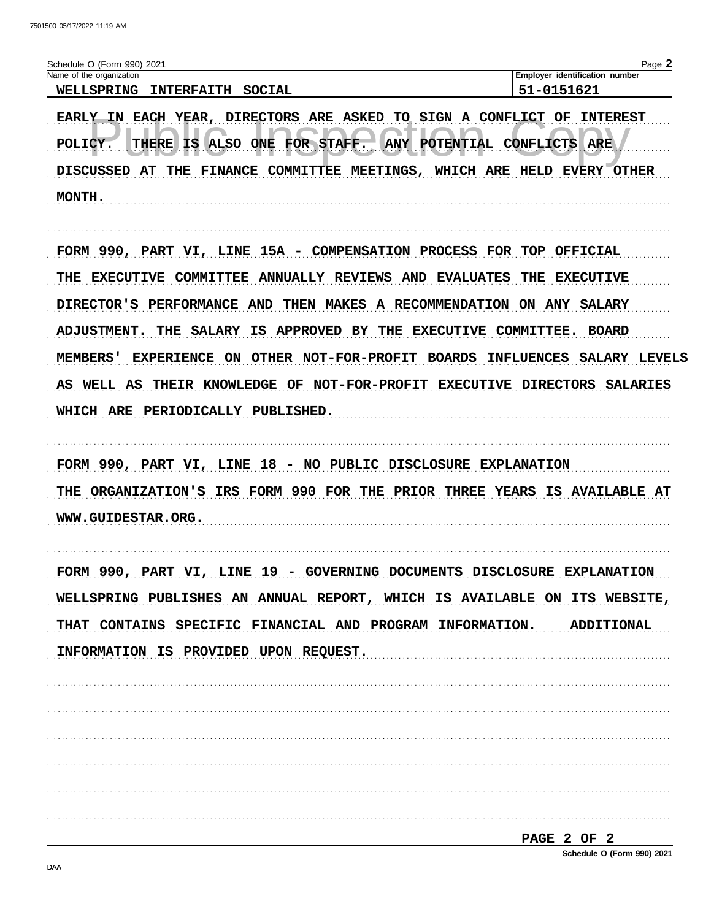Schedule O (Form 990) 2021

Name of the organization: WELLSPRING INTERFAITH SOCIAL

Employer identification number: 51-0151621

EARLY IN EACH YEAR, DIRECTORS ARE ASKED TO SIGN A CONFLICT OF INTEREST POLICY. THERE IS ALSO ONE FOR STAFF. ANY POTENTIAL CONFLICTS ARE DISCUSSED AT THE FINANCE COMMITTEE MEETINGS, WHICH ARE HELD EVERY OTHER MONTH.

FORM 990, PART VI, LINE 15A - COMPENSATION PROCESS FOR TOP OFFICIAL

THE EXECUTIVE COMMITTEE ANNUALLY REVIEWS AND EVALUATES THE EXECUTIVE DIRECTOR'S PERFORMANCE AND THEN MAKES A RECOMMENDATION ON ANY SALARY ADJUSTMENT. THE SALARY IS APPROVED BY THE EXECUTIVE COMMITTEE. BOARD MEMBERS' EXPERIENCE ON OTHER NOT-FOR-PROFIT BOARDS INFLUENCES SALARY LEVELS AS WELL AS THEIR KNOWLEDGE OF NOT-FOR-PROFIT EXECUTIVE DIRECTORS SALARIES WHICH ARE PERIODICALLY PUBLISHED.

FORM 990, PART VI, LINE 18 - NO PUBLIC DISCLOSURE EXPLANATION

THE ORGANIZATION'S IRS FORM 990 FOR THE PRIOR THREE YEARS IS AVAILABLE AT WWW.GUIDESTAR.ORG.

FORM 990, PART VI, LINE 19 - GOVERNING DOCUMENTS DISCLOSURE EXPLANATION

WELLSPRING PUBLISHES AN ANNUAL REPORT, WHICH IS AVAILABLE ON ITS WEBSITE, THAT CONTAINS SPECIFIC FINANCIAL AND PROGRAM INFORMATION. ADDITIONAL INFORMATION IS PROVIDED UPON REQUEST.

Schedule O (Form 990) 2021